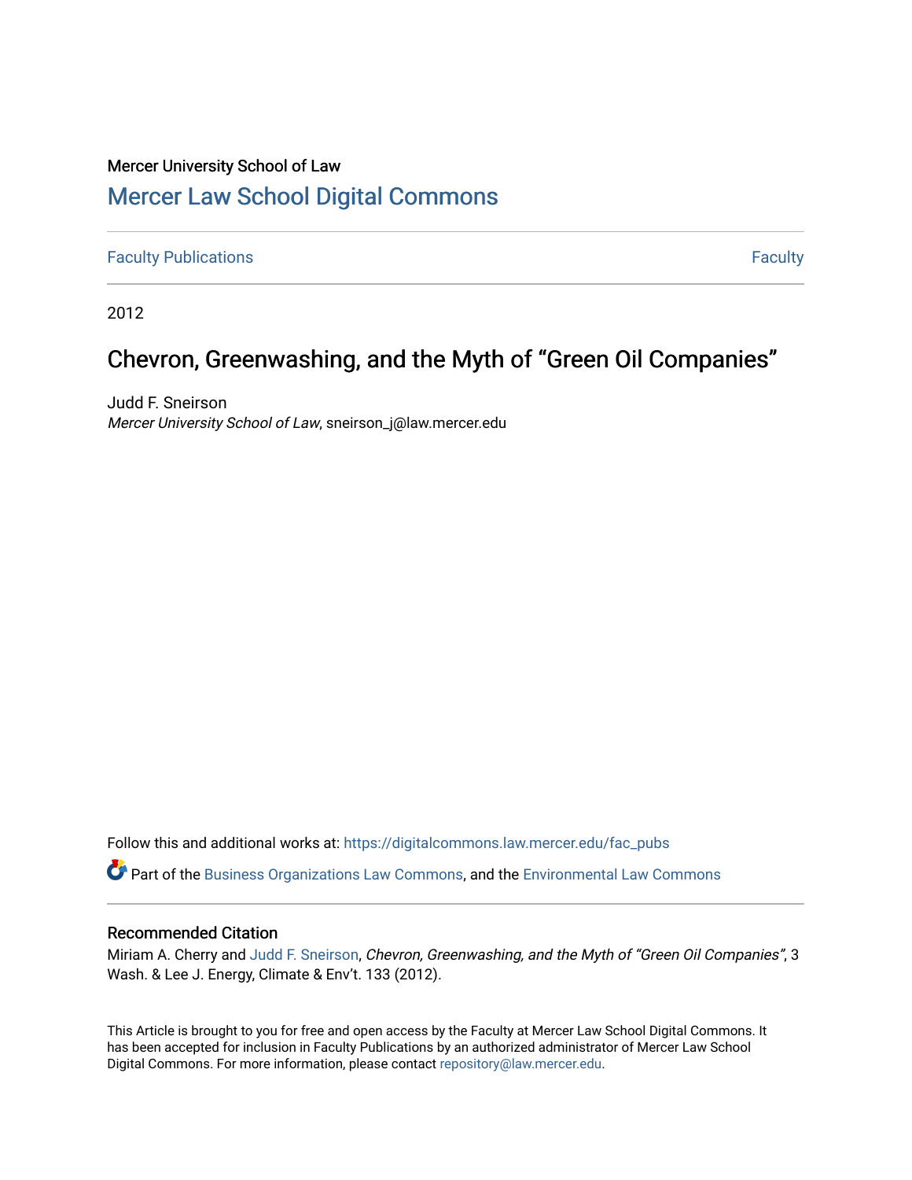Mercer University School of Law

# Mercer Law School Digital Commons

Faculty Publications | Faculty

2012

## Chevron, Greenwashing, and the Myth of "Green Oil Companies"

Judd F. Sneirson
*Mercer University School of Law*, sneirson_j@law.mercer.edu

Follow this and additional works at: https://digitalcommons.law.mercer.edu/fac_pubs

Part of the Business Organizations Law Commons, and the Environmental Law Commons

### Recommended Citation

Miriam A. Cherry and Judd F. Sneirson, *Chevron, Greenwashing, and the Myth of "Green Oil Companies"*, 3 Wash. & Lee J. Energy, Climate & Env't. 133 (2012).

This Article is brought to you for free and open access by the Faculty at Mercer Law School Digital Commons. It has been accepted for inclusion in Faculty Publications by an authorized administrator of Mercer Law School Digital Commons. For more information, please contact repository@law.mercer.edu.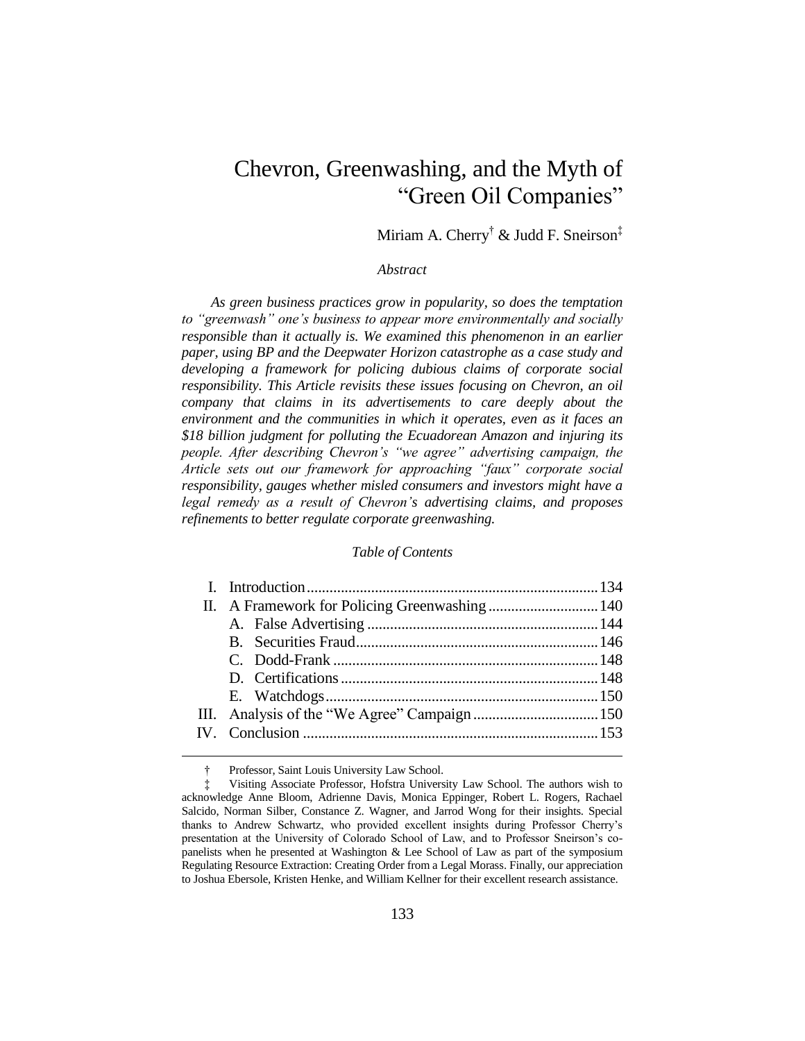# Chevron, Greenwashing, and the Myth of "Green Oil Companies"

Miriam A. Cherry[†] & Judd F. Sneirson[‡]

*Abstract*

*As green business practices grow in popularity, so does the temptation to "greenwash" one's business to appear more environmentally and socially responsible than it actually is. We examined this phenomenon in an earlier paper, using BP and the Deepwater Horizon catastrophe as a case study and developing a framework for policing dubious claims of corporate social responsibility. This Article revisits these issues focusing on Chevron, an oil company that claims in its advertisements to care deeply about the environment and the communities in which it operates, even as it faces an $18 billion judgment for polluting the Ecuadorean Amazon and injuring its people. After describing Chevron's "we agree" advertising campaign, the Article sets out our framework for approaching "faux" corporate social responsibility, gauges whether misled consumers and investors might have a legal remedy as a result of Chevron's advertising claims, and proposes refinements to better regulate corporate greenwashing.*

*Table of Contents*

| | |
|---|---|
| I. Introduction | 134 |
| II. A Framework for Policing Greenwashing | 140 |
| A. False Advertising | 144 |
| B. Securities Fraud | 146 |
| C. Dodd-Frank | 148 |
| D. Certifications | 148 |
| E. Watchdogs | 150 |
| III. Analysis of the "We Agree" Campaign | 150 |
| IV. Conclusion | 153 |

---

† Professor, Saint Louis University Law School.

‡ Visiting Associate Professor, Hofstra University Law School. The authors wish to acknowledge Anne Bloom, Adrienne Davis, Monica Eppinger, Robert L. Rogers, Rachael Salcido, Norman Silber, Constance Z. Wagner, and Jarrod Wong for their insights. Special thanks to Andrew Schwartz, who provided excellent insights during Professor Cherry's presentation at the University of Colorado School of Law, and to Professor Sneirson's co-panelists when he presented at Washington & Lee School of Law as part of the symposium Regulating Resource Extraction: Creating Order from a Legal Morass. Finally, our appreciation to Joshua Ebersole, Kristen Henke, and William Kellner for their excellent research assistance.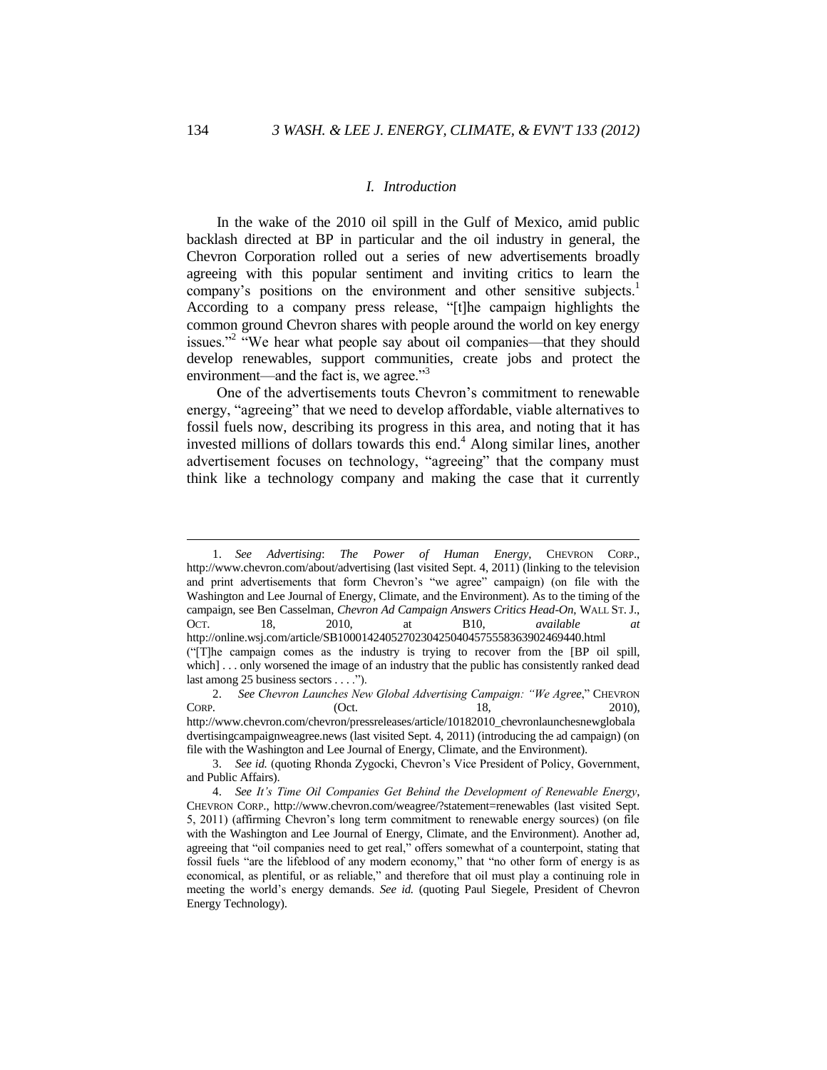## *I. Introduction*

In the wake of the 2010 oil spill in the Gulf of Mexico, amid public backlash directed at BP in particular and the oil industry in general, the Chevron Corporation rolled out a series of new advertisements broadly agreeing with this popular sentiment and inviting critics to learn the company's positions on the environment and other sensitive subjects.[1] According to a company press release, "[t]he campaign highlights the common ground Chevron shares with people around the world on key energy issues."[2] "We hear what people say about oil companies—that they should develop renewables, support communities, create jobs and protect the environment—and the fact is, we agree."[3]

One of the advertisements touts Chevron's commitment to renewable energy, "agreeing" that we need to develop affordable, viable alternatives to fossil fuels now, describing its progress in this area, and noting that it has invested millions of dollars towards this end.[4] Along similar lines, another advertisement focuses on technology, "agreeing" that the company must think like a technology company and making the case that it currently

---

1. *See Advertising*: *The Power of Human Energy*, CHEVRON CORP., http://www.chevron.com/about/advertising (last visited Sept. 4, 2011) (linking to the television and print advertisements that form Chevron's "we agree" campaign) (on file with the Washington and Lee Journal of Energy, Climate, and the Environment). As to the timing of the campaign, see Ben Casselman, *Chevron Ad Campaign Answers Critics Head-On*, WALL ST. J., OCT. 18, 2010, at B10, *available at* http://online.wsj.com/article/SB10001424052702304250404575558363902469440.html ("[T]he campaign comes as the industry is trying to recover from the [BP oil spill, which] . . . only worsened the image of an industry that the public has consistently ranked dead last among 25 business sectors . . . .").

2. *See Chevron Launches New Global Advertising Campaign: "We Agree*," CHEVRON CORP. (Oct. 18, 2010), http://www.chevron.com/chevron/pressreleases/article/10182010_chevronlaunchesnewglobaladvertisingcampaignweagree.news (last visited Sept. 4, 2011) (introducing the ad campaign) (on file with the Washington and Lee Journal of Energy, Climate, and the Environment).

3. *See id.* (quoting Rhonda Zygocki, Chevron's Vice President of Policy, Government, and Public Affairs).

4. *See It's Time Oil Companies Get Behind the Development of Renewable Energy*, CHEVRON CORP., http://www.chevron.com/weagree/?statement=renewables (last visited Sept. 5, 2011) (affirming Chevron's long term commitment to renewable energy sources) (on file with the Washington and Lee Journal of Energy, Climate, and the Environment). Another ad, agreeing that "oil companies need to get real," offers somewhat of a counterpoint, stating that fossil fuels "are the lifeblood of any modern economy," that "no other form of energy is as economical, as plentiful, or as reliable," and therefore that oil must play a continuing role in meeting the world's energy demands. *See id.* (quoting Paul Siegele, President of Chevron Energy Technology).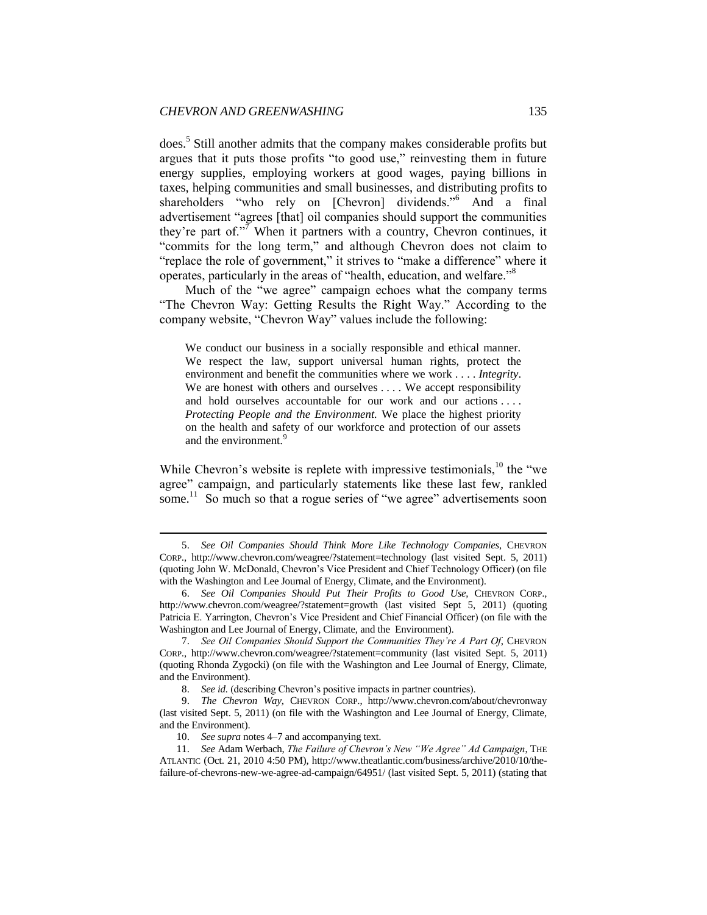does.[5] Still another admits that the company makes considerable profits but argues that it puts those profits "to good use," reinvesting them in future energy supplies, employing workers at good wages, paying billions in taxes, helping communities and small businesses, and distributing profits to shareholders "who rely on [Chevron] dividends."[6] And a final advertisement "agrees [that] oil companies should support the communities they're part of."[7] When it partners with a country, Chevron continues, it "commits for the long term," and although Chevron does not claim to "replace the role of government," it strives to "make a difference" where it operates, particularly in the areas of "health, education, and welfare."[8]

Much of the "we agree" campaign echoes what the company terms "The Chevron Way: Getting Results the Right Way." According to the company website, "Chevron Way" values include the following:

> We conduct our business in a socially responsible and ethical manner. We respect the law, support universal human rights, protect the environment and benefit the communities where we work . . . . *Integrity*. We are honest with others and ourselves . . . . We accept responsibility and hold ourselves accountable for our work and our actions . . . . *Protecting People and the Environment.* We place the highest priority on the health and safety of our workforce and protection of our assets and the environment.[9]

While Chevron's website is replete with impressive testimonials,[10] the "we agree" campaign, and particularly statements like these last few, rankled some.[11] So much so that a rogue series of "we agree" advertisements soon

---

5. *See Oil Companies Should Think More Like Technology Companies*, CHEVRON CORP., http://www.chevron.com/weagree/?statement=technology (last visited Sept. 5, 2011) (quoting John W. McDonald, Chevron's Vice President and Chief Technology Officer) (on file with the Washington and Lee Journal of Energy, Climate, and the Environment).

6. *See Oil Companies Should Put Their Profits to Good Use*, CHEVRON CORP., http://www.chevron.com/weagree/?statement=growth (last visited Sept 5, 2011) (quoting Patricia E. Yarrington, Chevron's Vice President and Chief Financial Officer) (on file with the Washington and Lee Journal of Energy, Climate, and the Environment).

7. *See Oil Companies Should Support the Communities They're A Part Of*, CHEVRON CORP., http://www.chevron.com/weagree/?statement=community (last visited Sept. 5, 2011) (quoting Rhonda Zygocki) (on file with the Washington and Lee Journal of Energy, Climate, and the Environment).

8. *See id.* (describing Chevron's positive impacts in partner countries).

9. *The Chevron Way*, CHEVRON CORP., http://www.chevron.com/about/chevronway (last visited Sept. 5, 2011) (on file with the Washington and Lee Journal of Energy, Climate, and the Environment).

10. *See supra* notes 4–7 and accompanying text.

11. *See* Adam Werbach, *The Failure of Chevron's New "We Agree" Ad Campaign*, THE ATLANTIC (Oct. 21, 2010 4:50 PM), http://www.theatlantic.com/business/archive/2010/10/the-failure-of-chevrons-new-we-agree-ad-campaign/64951/ (last visited Sept. 5, 2011) (stating that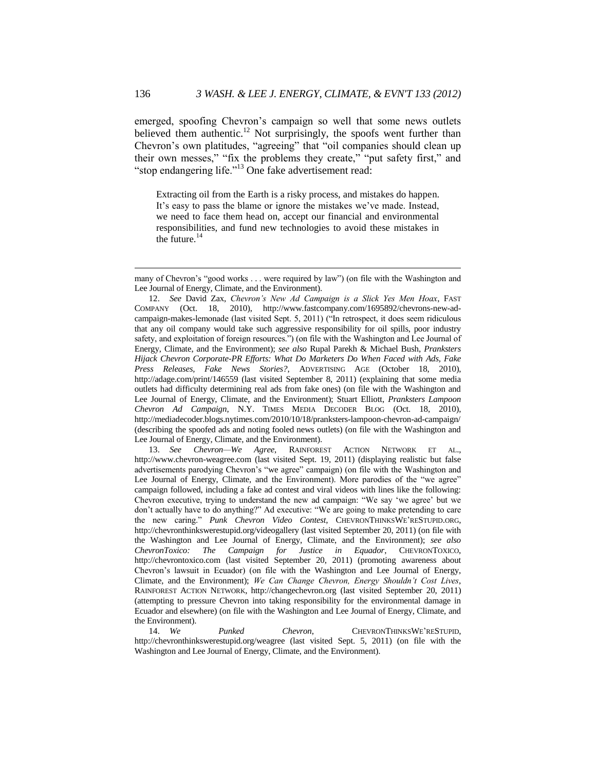emerged, spoofing Chevron's campaign so well that some news outlets believed them authentic.[12] Not surprisingly, the spoofs went further than Chevron's own platitudes, "agreeing" that "oil companies should clean up their own messes," "fix the problems they create," "put safety first," and "stop endangering life."[13] One fake advertisement read:

> Extracting oil from the Earth is a risky process, and mistakes do happen. It's easy to pass the blame or ignore the mistakes we've made. Instead, we need to face them head on, accept our financial and environmental responsibilities, and fund new technologies to avoid these mistakes in the future.[14]

---

many of Chevron's "good works . . . were required by law") (on file with the Washington and Lee Journal of Energy, Climate, and the Environment).

12. *See* David Zax, *Chevron's New Ad Campaign is a Slick Yes Men Hoax*, FAST COMPANY (Oct. 18, 2010), http://www.fastcompany.com/1695892/chevrons-new-ad-campaign-makes-lemonade (last visited Sept. 5, 2011) ("In retrospect, it does seem ridiculous that any oil company would take such aggressive responsibility for oil spills, poor industry safety, and exploitation of foreign resources.") (on file with the Washington and Lee Journal of Energy, Climate, and the Environment); *see also* Rupal Parekh & Michael Bush, *Pranksters Hijack Chevron Corporate-PR Efforts: What Do Marketers Do When Faced with Ads, Fake Press Releases, Fake News Stories?*, ADVERTISING AGE (October 18, 2010), http://adage.com/print/146559 (last visited September 8, 2011) (explaining that some media outlets had difficulty determining real ads from fake ones) (on file with the Washington and Lee Journal of Energy, Climate, and the Environment); Stuart Elliott, *Pranksters Lampoon Chevron Ad Campaign*, N.Y. TIMES MEDIA DECODER BLOG (Oct. 18, 2010), http://mediadecoder.blogs.nytimes.com/2010/10/18/pranksters-lampoon-chevron-ad-campaign/ (describing the spoofed ads and noting fooled news outlets) (on file with the Washington and Lee Journal of Energy, Climate, and the Environment).

13. *See Chevron—We Agree*, RAINFOREST ACTION NETWORK ET AL., http://www.chevron-weagree.com (last visited Sept. 19, 2011) (displaying realistic but false advertisements parodying Chevron's "we agree" campaign) (on file with the Washington and Lee Journal of Energy, Climate, and the Environment). More parodies of the "we agree" campaign followed, including a fake ad contest and viral videos with lines like the following: Chevron executive, trying to understand the new ad campaign: "We say 'we agree' but we don't actually have to do anything?" Ad executive: "We are going to make pretending to care the new caring." *Punk Chevron Video Contest*, CHEVRONTHINKSWE'RESTUPID.ORG, http://chevronthinkswerestupid.org/videogallery (last visited September 20, 2011) (on file with the Washington and Lee Journal of Energy, Climate, and the Environment); *see also ChevronToxico: The Campaign for Justice in Equador*, CHEVRONTOXICO, http://chevrontoxico.com (last visited September 20, 2011) (promoting awareness about Chevron's lawsuit in Ecuador) (on file with the Washington and Lee Journal of Energy, Climate, and the Environment); *We Can Change Chevron, Energy Shouldn't Cost Lives*, RAINFOREST ACTION NETWORK, http://changechevron.org (last visited September 20, 2011) (attempting to pressure Chevron into taking responsibility for the environmental damage in Ecuador and elsewhere) (on file with the Washington and Lee Journal of Energy, Climate, and the Environment).

14. *We Punked Chevron*, CHEVRONTHINKSWE'RESTUPID, http://chevronthinkswerestupid.org/weagree (last visited Sept. 5, 2011) (on file with the Washington and Lee Journal of Energy, Climate, and the Environment).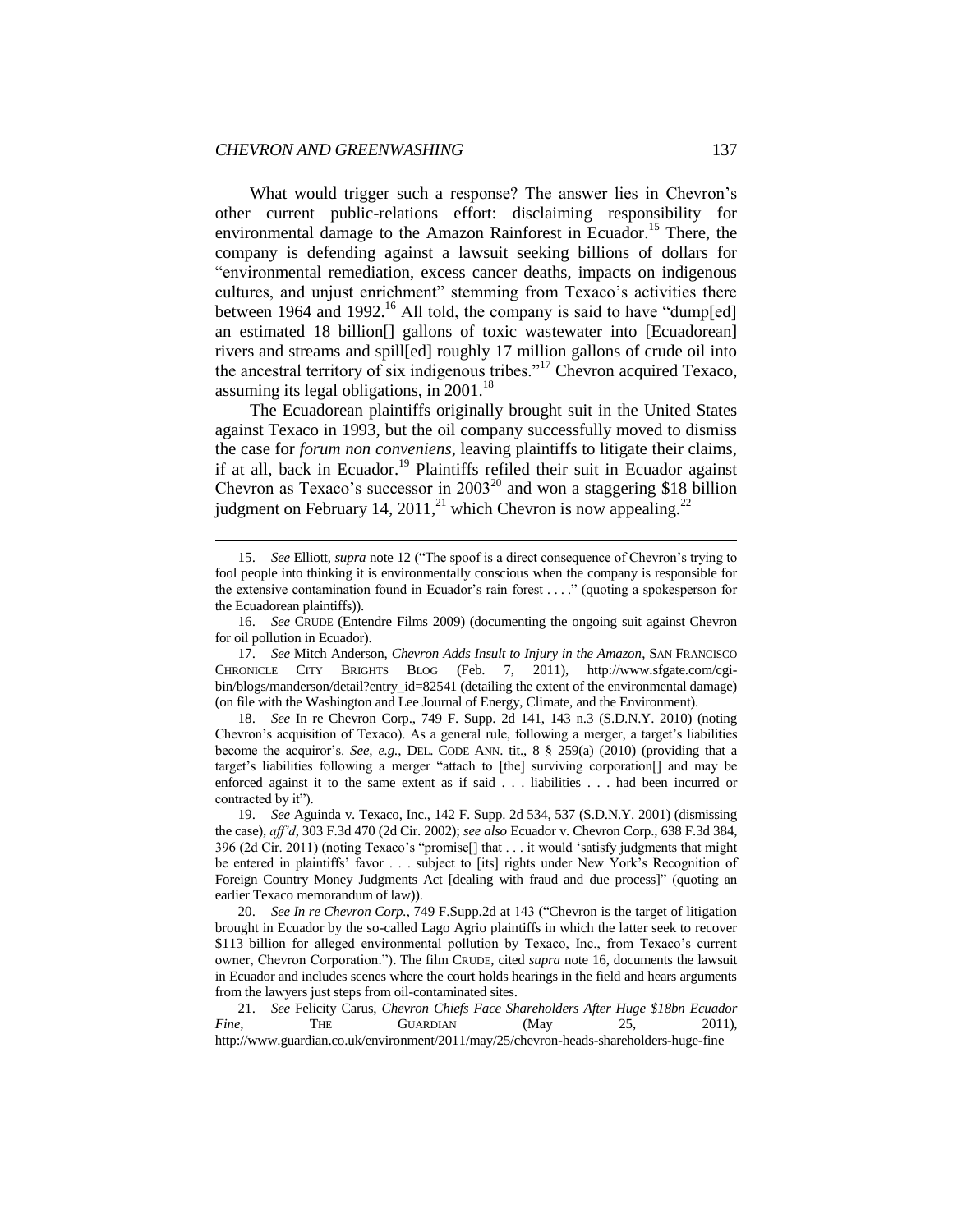What would trigger such a response? The answer lies in Chevron's other current public-relations effort: disclaiming responsibility for environmental damage to the Amazon Rainforest in Ecuador.[15] There, the company is defending against a lawsuit seeking billions of dollars for "environmental remediation, excess cancer deaths, impacts on indigenous cultures, and unjust enrichment" stemming from Texaco's activities there between 1964 and 1992.[16] All told, the company is said to have "dump[ed] an estimated 18 billion[] gallons of toxic wastewater into [Ecuadorean] rivers and streams and spill[ed] roughly 17 million gallons of crude oil into the ancestral territory of six indigenous tribes."[17] Chevron acquired Texaco, assuming its legal obligations, in 2001.[18]

The Ecuadorean plaintiffs originally brought suit in the United States against Texaco in 1993, but the oil company successfully moved to dismiss the case for *forum non conveniens*, leaving plaintiffs to litigate their claims, if at all, back in Ecuador.[19] Plaintiffs refiled their suit in Ecuador against Chevron as Texaco's successor in 2003[20] and won a staggering $18 billion judgment on February 14, 2011,[21] which Chevron is now appealing.[22]

---

15. *See* Elliott, *supra* note 12 ("The spoof is a direct consequence of Chevron's trying to fool people into thinking it is environmentally conscious when the company is responsible for the extensive contamination found in Ecuador's rain forest . . . ." (quoting a spokesperson for the Ecuadorean plaintiffs)).

16. *See* CRUDE (Entendre Films 2009) (documenting the ongoing suit against Chevron for oil pollution in Ecuador).

17. *See* Mitch Anderson, *Chevron Adds Insult to Injury in the Amazon*, SAN FRANCISCO CHRONICLE CITY BRIGHTS BLOG (Feb. 7, 2011), http://www.sfgate.com/cgi-bin/blogs/manderson/detail?entry_id=82541 (detailing the extent of the environmental damage) (on file with the Washington and Lee Journal of Energy, Climate, and the Environment).

18. *See* In re Chevron Corp., 749 F. Supp. 2d 141, 143 n.3 (S.D.N.Y. 2010) (noting Chevron's acquisition of Texaco). As a general rule, following a merger, a target's liabilities become the acquiror's. *See, e.g.*, DEL. CODE ANN. tit., 8 § 259(a) (2010) (providing that a target's liabilities following a merger "attach to [the] surviving corporation[] and may be enforced against it to the same extent as if said . . . liabilities . . . had been incurred or contracted by it").

19. *See* Aguinda v. Texaco, Inc., 142 F. Supp. 2d 534, 537 (S.D.N.Y. 2001) (dismissing the case), *aff'd*, 303 F.3d 470 (2d Cir. 2002); *see also* Ecuador v. Chevron Corp., 638 F.3d 384, 396 (2d Cir. 2011) (noting Texaco's "promise[] that . . . it would 'satisfy judgments that might be entered in plaintiffs' favor . . . subject to [its] rights under New York's Recognition of Foreign Country Money Judgments Act [dealing with fraud and due process]" (quoting an earlier Texaco memorandum of law)).

20. *See In re Chevron Corp.*, 749 F.Supp.2d at 143 ("Chevron is the target of litigation brought in Ecuador by the so-called Lago Agrio plaintiffs in which the latter seek to recover $113 billion for alleged environmental pollution by Texaco, Inc., from Texaco's current owner, Chevron Corporation."). The film CRUDE, cited *supra* note 16, documents the lawsuit in Ecuador and includes scenes where the court holds hearings in the field and hears arguments from the lawyers just steps from oil-contaminated sites.

21. *See* Felicity Carus, *Chevron Chiefs Face Shareholders After Huge $18bn Ecuador Fine*, THE GUARDIAN (May 25, 2011), http://www.guardian.co.uk/environment/2011/may/25/chevron-heads-shareholders-huge-fine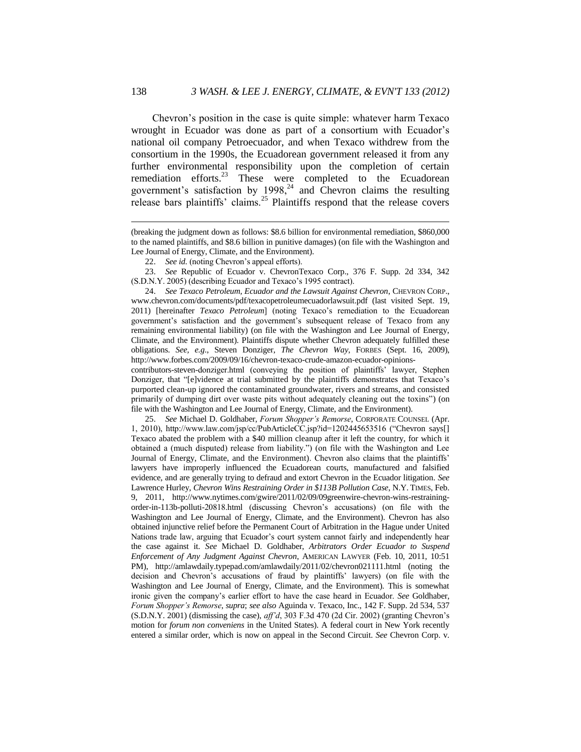Chevron's position in the case is quite simple: whatever harm Texaco wrought in Ecuador was done as part of a consortium with Ecuador's national oil company Petroecuador, and when Texaco withdrew from the consortium in the 1990s, the Ecuadorean government released it from any further environmental responsibility upon the completion of certain remediation efforts.[23] These were completed to the Ecuadorean government's satisfaction by 1998,[24] and Chevron claims the resulting release bars plaintiffs' claims.[25] Plaintiffs respond that the release covers

---

(breaking the judgment down as follows: $8.6 billion for environmental remediation, $860,000 to the named plaintiffs, and $8.6 billion in punitive damages) (on file with the Washington and Lee Journal of Energy, Climate, and the Environment).

22. *See id.* (noting Chevron's appeal efforts).

23. *See* Republic of Ecuador v. ChevronTexaco Corp., 376 F. Supp. 2d 334, 342 (S.D.N.Y. 2005) (describing Ecuador and Texaco's 1995 contract).

24. *See Texaco Petroleum, Ecuador and the Lawsuit Against Chevron*, CHEVRON CORP., www.chevron.com/documents/pdf/texacopetroleumecuadorlawsuit.pdf (last visited Sept. 19, 2011) [hereinafter *Texaco Petroleum*] (noting Texaco's remediation to the Ecuadorean government's satisfaction and the government's subsequent release of Texaco from any remaining environmental liability) (on file with the Washington and Lee Journal of Energy, Climate, and the Environment). Plaintiffs dispute whether Chevron adequately fulfilled these obligations. *See, e.g.*, Steven Donziger, *The Chevron Way*, FORBES (Sept. 16, 2009), http://www.forbes.com/2009/09/16/chevron-texaco-crude-amazon-ecuador-opinions-contributors-steven-donziger.html (conveying the position of plaintiffs' lawyer, Stephen Donziger, that "[e]vidence at trial submitted by the plaintiffs demonstrates that Texaco's purported clean-up ignored the contaminated groundwater, rivers and streams, and consisted primarily of dumping dirt over waste pits without adequately cleaning out the toxins") (on file with the Washington and Lee Journal of Energy, Climate, and the Environment).

25. *See* Michael D. Goldhaber, *Forum Shopper's Remorse*, CORPORATE COUNSEL (Apr. 1, 2010), http://www.law.com/jsp/cc/PubArticleCC.jsp?id=1202445653516 ("Chevron says[] Texaco abated the problem with a $40 million cleanup after it left the country, for which it obtained a (much disputed) release from liability.") (on file with the Washington and Lee Journal of Energy, Climate, and the Environment). Chevron also claims that the plaintiffs' lawyers have improperly influenced the Ecuadorean courts, manufactured and falsified evidence, and are generally trying to defraud and extort Chevron in the Ecuador litigation. *See* Lawrence Hurley, *Chevron Wins Restraining Order in $113B Pollution Case*, N.Y. TIMES, Feb. 9, 2011, http://www.nytimes.com/gwire/2011/02/09/09greenwire-chevron-wins-restraining-order-in-113b-polluti-20818.html (discussing Chevron's accusations) (on file with the Washington and Lee Journal of Energy, Climate, and the Environment). Chevron has also obtained injunctive relief before the Permanent Court of Arbitration in the Hague under United Nations trade law, arguing that Ecuador's court system cannot fairly and independently hear the case against it. *See* Michael D. Goldhaber, *Arbitrators Order Ecuador to Suspend Enforcement of Any Judgment Against Chevron*, AMERICAN LAWYER (Feb. 10, 2011, 10:51 PM), http://amlawdaily.typepad.com/amlawdaily/2011/02/chevron021111.html (noting the decision and Chevron's accusations of fraud by plaintiffs' lawyers) (on file with the Washington and Lee Journal of Energy, Climate, and the Environment). This is somewhat ironic given the company's earlier effort to have the case heard in Ecuador. *See* Goldhaber, *Forum Shopper's Remorse*, *supra*; *see also* Aguinda v. Texaco, Inc., 142 F. Supp. 2d 534, 537 (S.D.N.Y. 2001) (dismissing the case), *aff'd*, 303 F.3d 470 (2d Cir. 2002) (granting Chevron's motion for *forum non conveniens* in the United States). A federal court in New York recently entered a similar order, which is now on appeal in the Second Circuit. *See* Chevron Corp. v.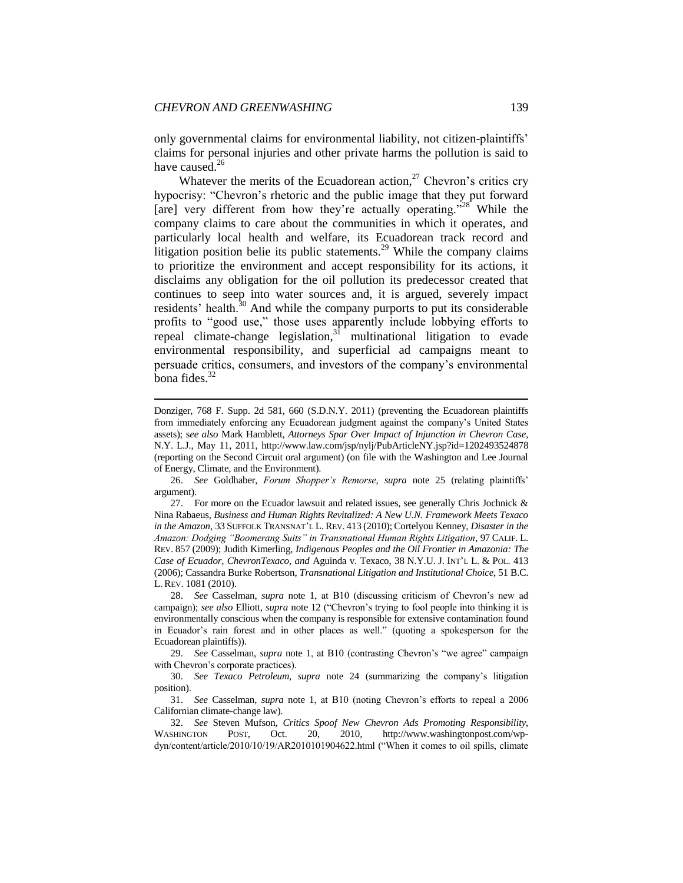only governmental claims for environmental liability, not citizen-plaintiffs' claims for personal injuries and other private harms the pollution is said to have caused.[26]

Whatever the merits of the Ecuadorean action,[27] Chevron's critics cry hypocrisy: "Chevron's rhetoric and the public image that they put forward [are] very different from how they're actually operating."[28] While the company claims to care about the communities in which it operates, and particularly local health and welfare, its Ecuadorean track record and litigation position belie its public statements.[29] While the company claims to prioritize the environment and accept responsibility for its actions, it disclaims any obligation for the oil pollution its predecessor created that continues to seep into water sources and, it is argued, severely impact residents' health.[30] And while the company purports to put its considerable profits to "good use," those uses apparently include lobbying efforts to repeal climate-change legislation,[31] multinational litigation to evade environmental responsibility, and superficial ad campaigns meant to persuade critics, consumers, and investors of the company's environmental bona fides.[32]

---

Donziger, 768 F. Supp. 2d 581, 660 (S.D.N.Y. 2011) (preventing the Ecuadorean plaintiffs from immediately enforcing any Ecuadorean judgment against the company's United States assets); *see also* Mark Hamblett, *Attorneys Spar Over Impact of Injunction in Chevron Case*, N.Y. L.J., May 11, 2011, http://www.law.com/jsp/nylj/PubArticleNY.jsp?id=1202493524878 (reporting on the Second Circuit oral argument) (on file with the Washington and Lee Journal of Energy, Climate, and the Environment).

26. *See* Goldhaber, *Forum Shopper's Remorse*, *supra* note 25 (relating plaintiffs' argument).

27. For more on the Ecuador lawsuit and related issues, see generally Chris Jochnick & Nina Rabaeus, *Business and Human Rights Revitalized: A New U.N. Framework Meets Texaco in the Amazon*, 33 SUFFOLK TRANSNAT'L L. REV. 413 (2010); Cortelyou Kenney, *Disaster in the Amazon: Dodging "Boomerang Suits" in Transnational Human Rights Litigation*, 97 CALIF. L. REV. 857 (2009); Judith Kimerling, *Indigenous Peoples and the Oil Frontier in Amazonia: The Case of Ecuador, ChevronTexaco, and* Aguinda v. Texaco, 38 N.Y.U. J. INT'L L. & POL. 413 (2006); Cassandra Burke Robertson, *Transnational Litigation and Institutional Choice*, 51 B.C. L. REV. 1081 (2010).

28. *See* Casselman, *supra* note 1, at B10 (discussing criticism of Chevron's new ad campaign); *see also* Elliott, *supra* note 12 ("Chevron's trying to fool people into thinking it is environmentally conscious when the company is responsible for extensive contamination found in Ecuador's rain forest and in other places as well." (quoting a spokesperson for the Ecuadorean plaintiffs)).

29. *See* Casselman, *supra* note 1, at B10 (contrasting Chevron's "we agree" campaign with Chevron's corporate practices).

30. *See Texaco Petroleum*, *supra* note 24 (summarizing the company's litigation position).

31. *See* Casselman, *supra* note 1, at B10 (noting Chevron's efforts to repeal a 2006 Californian climate-change law).

32. *See* Steven Mufson, *Critics Spoof New Chevron Ads Promoting Responsibility*, WASHINGTON POST, Oct. 20, 2010, http://www.washingtonpost.com/wp-dyn/content/article/2010/10/19/AR2010101904622.html ("When it comes to oil spills, climate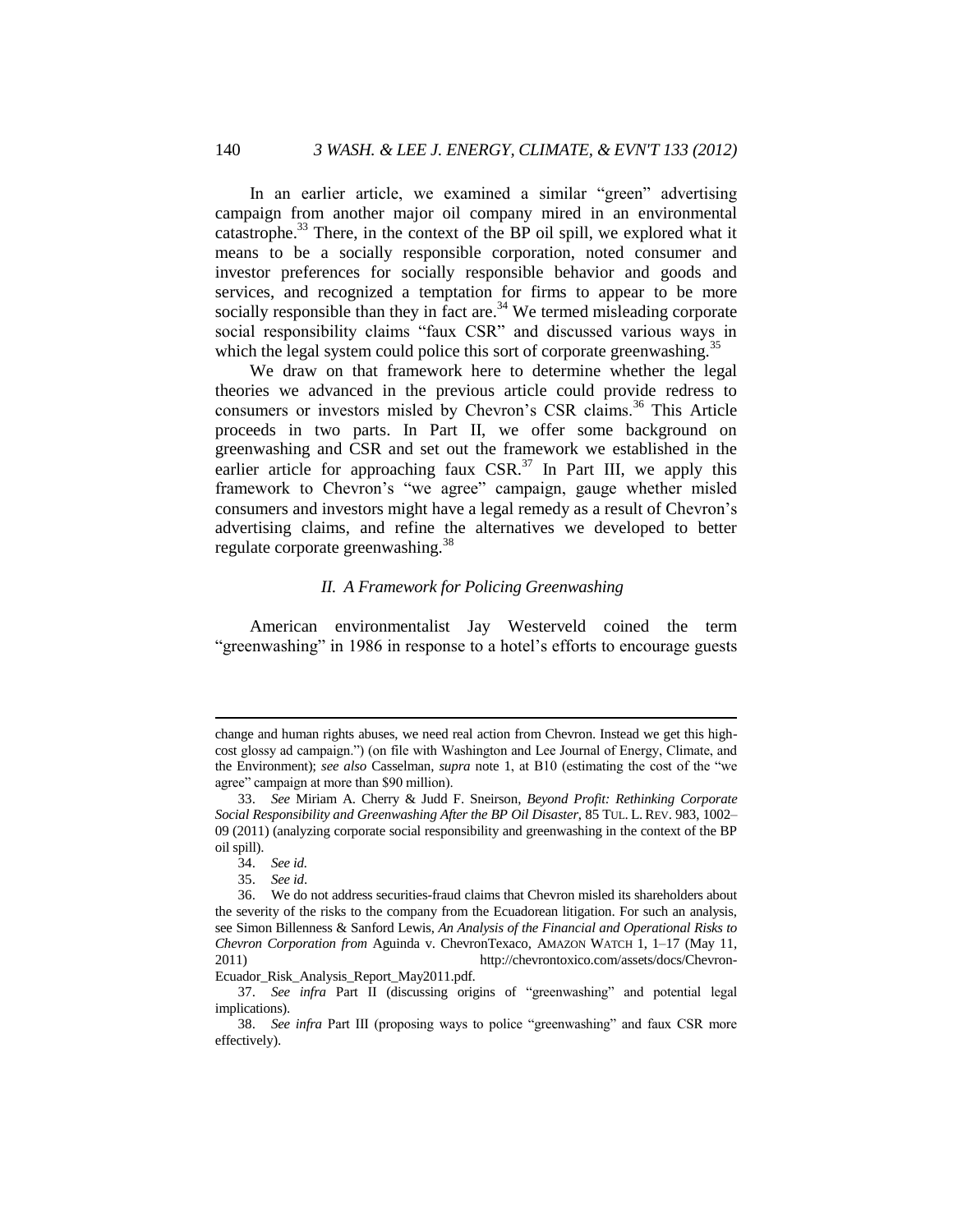In an earlier article, we examined a similar "green" advertising campaign from another major oil company mired in an environmental catastrophe.[33] There, in the context of the BP oil spill, we explored what it means to be a socially responsible corporation, noted consumer and investor preferences for socially responsible behavior and goods and services, and recognized a temptation for firms to appear to be more socially responsible than they in fact are.[34] We termed misleading corporate social responsibility claims "faux CSR" and discussed various ways in which the legal system could police this sort of corporate greenwashing.[35]

We draw on that framework here to determine whether the legal theories we advanced in the previous article could provide redress to consumers or investors misled by Chevron's CSR claims.[36] This Article proceeds in two parts. In Part II, we offer some background on greenwashing and CSR and set out the framework we established in the earlier article for approaching faux CSR.[37] In Part III, we apply this framework to Chevron's "we agree" campaign, gauge whether misled consumers and investors might have a legal remedy as a result of Chevron's advertising claims, and refine the alternatives we developed to better regulate corporate greenwashing.[38]

## *II. A Framework for Policing Greenwashing*

American environmentalist Jay Westerveld coined the term "greenwashing" in 1986 in response to a hotel's efforts to encourage guests

---

change and human rights abuses, we need real action from Chevron. Instead we get this high-cost glossy ad campaign.") (on file with Washington and Lee Journal of Energy, Climate, and the Environment); *see also* Casselman, *supra* note 1, at B10 (estimating the cost of the "we agree" campaign at more than $90 million).

33. *See* Miriam A. Cherry & Judd F. Sneirson, *Beyond Profit: Rethinking Corporate Social Responsibility and Greenwashing After the BP Oil Disaster*, 85 TUL. L. REV. 983, 1002–09 (2011) (analyzing corporate social responsibility and greenwashing in the context of the BP oil spill).

34. *See id.*

35. *See id*.

36. We do not address securities-fraud claims that Chevron misled its shareholders about the severity of the risks to the company from the Ecuadorean litigation. For such an analysis, see Simon Billenness & Sanford Lewis, *An Analysis of the Financial and Operational Risks to Chevron Corporation from* Aguinda v. ChevronTexaco, AMAZON WATCH 1, 1–17 (May 11, 2011) http://chevrontoxico.com/assets/docs/Chevron-Ecuador_Risk_Analysis_Report_May2011.pdf.

37. *See infra* Part II (discussing origins of "greenwashing" and potential legal implications).

38. *See infra* Part III (proposing ways to police "greenwashing" and faux CSR more effectively).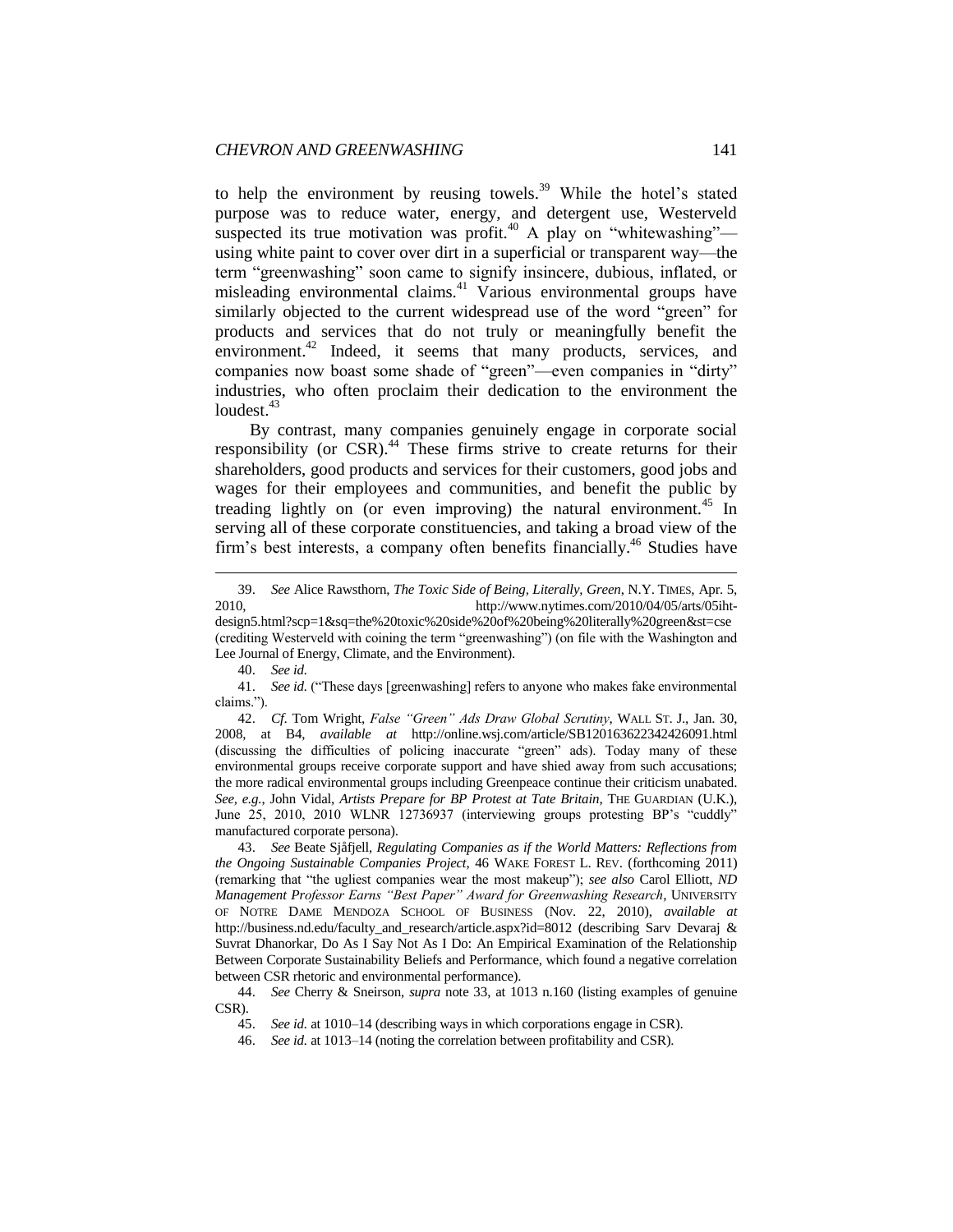to help the environment by reusing towels.[39] While the hotel's stated purpose was to reduce water, energy, and detergent use, Westerveld suspected its true motivation was profit.[40] A play on "whitewashing"—using white paint to cover over dirt in a superficial or transparent way—the term "greenwashing" soon came to signify insincere, dubious, inflated, or misleading environmental claims.[41] Various environmental groups have similarly objected to the current widespread use of the word "green" for products and services that do not truly or meaningfully benefit the environment.[42] Indeed, it seems that many products, services, and companies now boast some shade of "green"—even companies in "dirty" industries, who often proclaim their dedication to the environment the loudest.[43]

By contrast, many companies genuinely engage in corporate social responsibility (or CSR).[44] These firms strive to create returns for their shareholders, good products and services for their customers, good jobs and wages for their employees and communities, and benefit the public by treading lightly on (or even improving) the natural environment.[45] In serving all of these corporate constituencies, and taking a broad view of the firm's best interests, a company often benefits financially.[46] Studies have

---

39. *See* Alice Rawsthorn, *The Toxic Side of Being, Literally, Green*, N.Y. TIMES, Apr. 5, 2010, http://www.nytimes.com/2010/04/05/arts/05iht-design5.html?scp=1&sq=the%20toxic%20side%20of%20being%20literally%20green&st=cse (crediting Westerveld with coining the term "greenwashing") (on file with the Washington and Lee Journal of Energy, Climate, and the Environment).

40. *See id.*

41. *See id.* ("These days [greenwashing] refers to anyone who makes fake environmental claims.").

42. *Cf.* Tom Wright, *False "Green" Ads Draw Global Scrutiny*, WALL ST. J., Jan. 30, 2008, at B4, *available at* http://online.wsj.com/article/SB120163622342426091.html (discussing the difficulties of policing inaccurate "green" ads). Today many of these environmental groups receive corporate support and have shied away from such accusations; the more radical environmental groups including Greenpeace continue their criticism unabated. *See, e.g.*, John Vidal, *Artists Prepare for BP Protest at Tate Britain*, THE GUARDIAN (U.K.), June 25, 2010, 2010 WLNR 12736937 (interviewing groups protesting BP's "cuddly" manufactured corporate persona).

43. *See* Beate Sjåfjell, *Regulating Companies as if the World Matters: Reflections from the Ongoing Sustainable Companies Project*, 46 WAKE FOREST L. REV. (forthcoming 2011) (remarking that "the ugliest companies wear the most makeup"); *see also* Carol Elliott, *ND Management Professor Earns "Best Paper" Award for Greenwashing Research*, UNIVERSITY OF NOTRE DAME MENDOZA SCHOOL OF BUSINESS (Nov. 22, 2010), *available at* http://business.nd.edu/faculty_and_research/article.aspx?id=8012 (describing Sarv Devaraj & Suvrat Dhanorkar, Do As I Say Not As I Do: An Empirical Examination of the Relationship Between Corporate Sustainability Beliefs and Performance, which found a negative correlation between CSR rhetoric and environmental performance).

44. *See* Cherry & Sneirson, *supra* note 33, at 1013 n.160 (listing examples of genuine CSR).

45. *See id.* at 1010–14 (describing ways in which corporations engage in CSR).

46. *See id.* at 1013–14 (noting the correlation between profitability and CSR).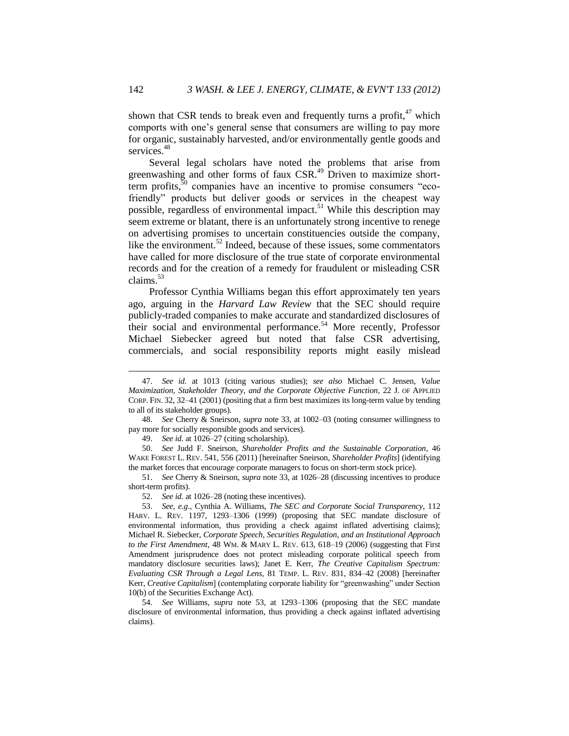shown that CSR tends to break even and frequently turns a profit,[47] which comports with one's general sense that consumers are willing to pay more for organic, sustainably harvested, and/or environmentally gentle goods and services.[48]

Several legal scholars have noted the problems that arise from greenwashing and other forms of faux CSR.[49] Driven to maximize short-term profits,[50] companies have an incentive to promise consumers "eco-friendly" products but deliver goods or services in the cheapest way possible, regardless of environmental impact.[51] While this description may seem extreme or blatant, there is an unfortunately strong incentive to renege on advertising promises to uncertain constituencies outside the company, like the environment.[52] Indeed, because of these issues, some commentators have called for more disclosure of the true state of corporate environmental records and for the creation of a remedy for fraudulent or misleading CSR claims.[53]

Professor Cynthia Williams began this effort approximately ten years ago, arguing in the *Harvard Law Review* that the SEC should require publicly-traded companies to make accurate and standardized disclosures of their social and environmental performance.[54] More recently, Professor Michael Siebecker agreed but noted that false CSR advertising, commercials, and social responsibility reports might easily mislead

---

47. *See id.* at 1013 (citing various studies); *see also* Michael C. Jensen, *Value Maximization, Stakeholder Theory, and the Corporate Objective Function*, 22 J. OF APPLIED CORP. FIN. 32, 32–41 (2001) (positing that a firm best maximizes its long-term value by tending to all of its stakeholder groups).

48. *See* Cherry & Sneirson, *supra* note 33, at 1002–03 (noting consumer willingness to pay more for socially responsible goods and services).

49. *See id.* at 1026–27 (citing scholarship).

50. *See* Judd F. Sneirson, *Shareholder Profits and the Sustainable Corporation*, 46 WAKE FOREST L. REV. 541, 556 (2011) [hereinafter Sneirson, *Shareholder Profits*] (identifying the market forces that encourage corporate managers to focus on short-term stock price).

51. *See* Cherry & Sneirson, *supra* note 33, at 1026–28 (discussing incentives to produce short-term profits).

52. *See id.* at 1026–28 (noting these incentives).

53. *See, e.g.*, Cynthia A. Williams, *The SEC and Corporate Social Transparency*, 112 HARV. L. REV. 1197, 1293–1306 (1999) (proposing that SEC mandate disclosure of environmental information, thus providing a check against inflated advertising claims); Michael R. Siebecker, *Corporate Speech, Securities Regulation, and an Institutional Approach to the First Amendment*, 48 WM. & MARY L. REV. 613, 618–19 (2006) (suggesting that First Amendment jurisprudence does not protect misleading corporate political speech from mandatory disclosure securities laws); Janet E. Kerr, *The Creative Capitalism Spectrum: Evaluating CSR Through a Legal Lens*, 81 TEMP. L. REV. 831, 834–42 (2008) [hereinafter Kerr, *Creative Capitalism*] (contemplating corporate liability for "greenwashing" under Section 10(b) of the Securities Exchange Act).

54. *See* Williams, *supra* note 53, at 1293–1306 (proposing that the SEC mandate disclosure of environmental information, thus providing a check against inflated advertising claims).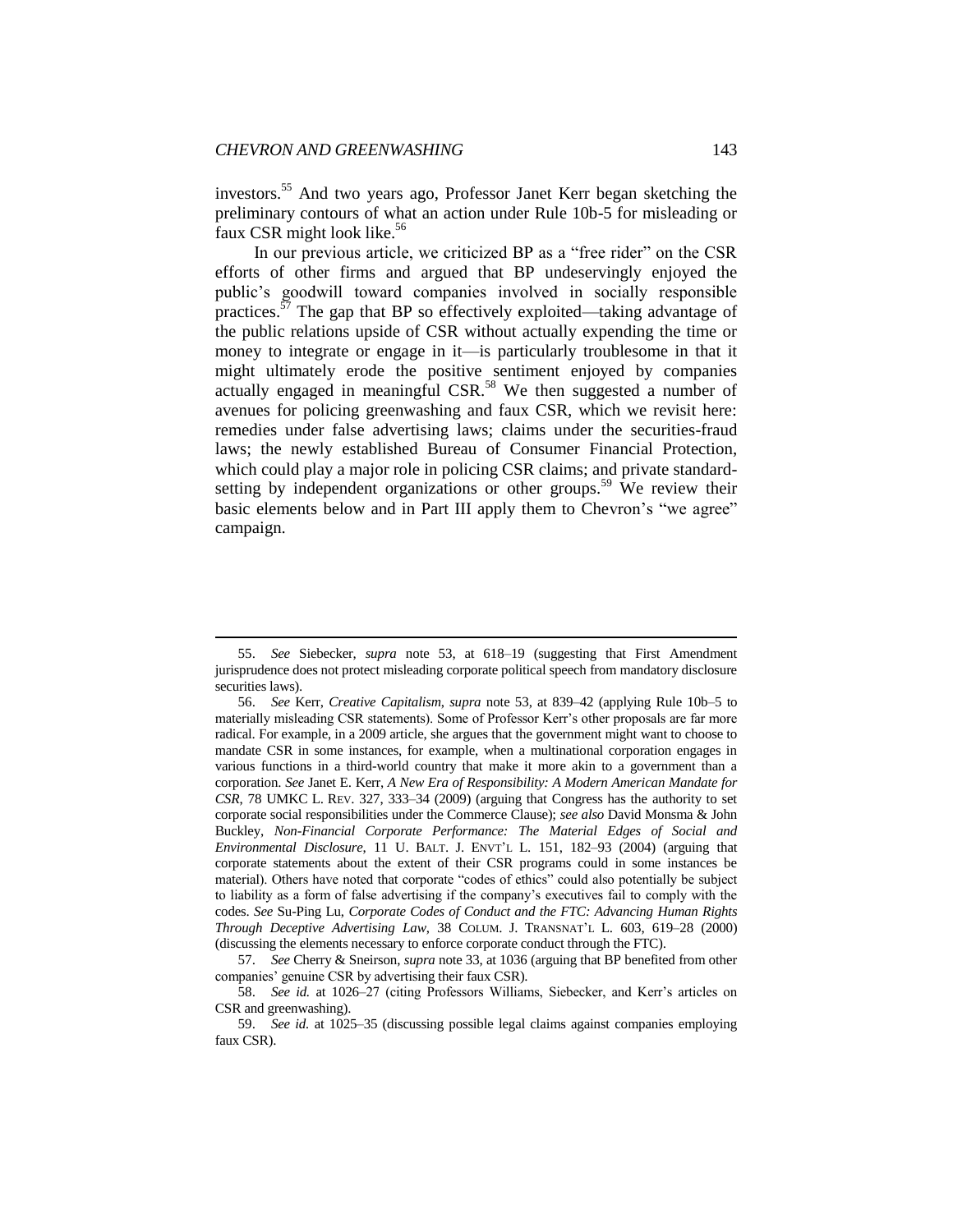investors.[55] And two years ago, Professor Janet Kerr began sketching the preliminary contours of what an action under Rule 10b-5 for misleading or faux CSR might look like.[56]

In our previous article, we criticized BP as a "free rider" on the CSR efforts of other firms and argued that BP undeservingly enjoyed the public's goodwill toward companies involved in socially responsible practices.[57] The gap that BP so effectively exploited—taking advantage of the public relations upside of CSR without actually expending the time or money to integrate or engage in it—is particularly troublesome in that it might ultimately erode the positive sentiment enjoyed by companies actually engaged in meaningful CSR.[58] We then suggested a number of avenues for policing greenwashing and faux CSR, which we revisit here: remedies under false advertising laws; claims under the securities-fraud laws; the newly established Bureau of Consumer Financial Protection, which could play a major role in policing CSR claims; and private standard-setting by independent organizations or other groups.[59] We review their basic elements below and in Part III apply them to Chevron's "we agree" campaign.

---

55. *See* Siebecker, *supra* note 53, at 618–19 (suggesting that First Amendment jurisprudence does not protect misleading corporate political speech from mandatory disclosure securities laws).

56. *See* Kerr, *Creative Capitalism*, *supra* note 53, at 839–42 (applying Rule 10b–5 to materially misleading CSR statements). Some of Professor Kerr's other proposals are far more radical. For example, in a 2009 article, she argues that the government might want to choose to mandate CSR in some instances, for example, when a multinational corporation engages in various functions in a third-world country that make it more akin to a government than a corporation. *See* Janet E. Kerr, *A New Era of Responsibility: A Modern American Mandate for CSR*, 78 UMKC L. REV. 327, 333–34 (2009) (arguing that Congress has the authority to set corporate social responsibilities under the Commerce Clause); *see also* David Monsma & John Buckley, *Non-Financial Corporate Performance: The Material Edges of Social and Environmental Disclosure*, 11 U. BALT. J. ENVT'L L. 151, 182–93 (2004) (arguing that corporate statements about the extent of their CSR programs could in some instances be material). Others have noted that corporate "codes of ethics" could also potentially be subject to liability as a form of false advertising if the company's executives fail to comply with the codes. *See* Su-Ping Lu, *Corporate Codes of Conduct and the FTC: Advancing Human Rights Through Deceptive Advertising Law*, 38 COLUM. J. TRANSNAT'L L. 603, 619–28 (2000) (discussing the elements necessary to enforce corporate conduct through the FTC).

57. *See* Cherry & Sneirson, *supra* note 33, at 1036 (arguing that BP benefited from other companies' genuine CSR by advertising their faux CSR).

58. *See id.* at 1026–27 (citing Professors Williams, Siebecker, and Kerr's articles on CSR and greenwashing).

59. *See id.* at 1025–35 (discussing possible legal claims against companies employing faux CSR).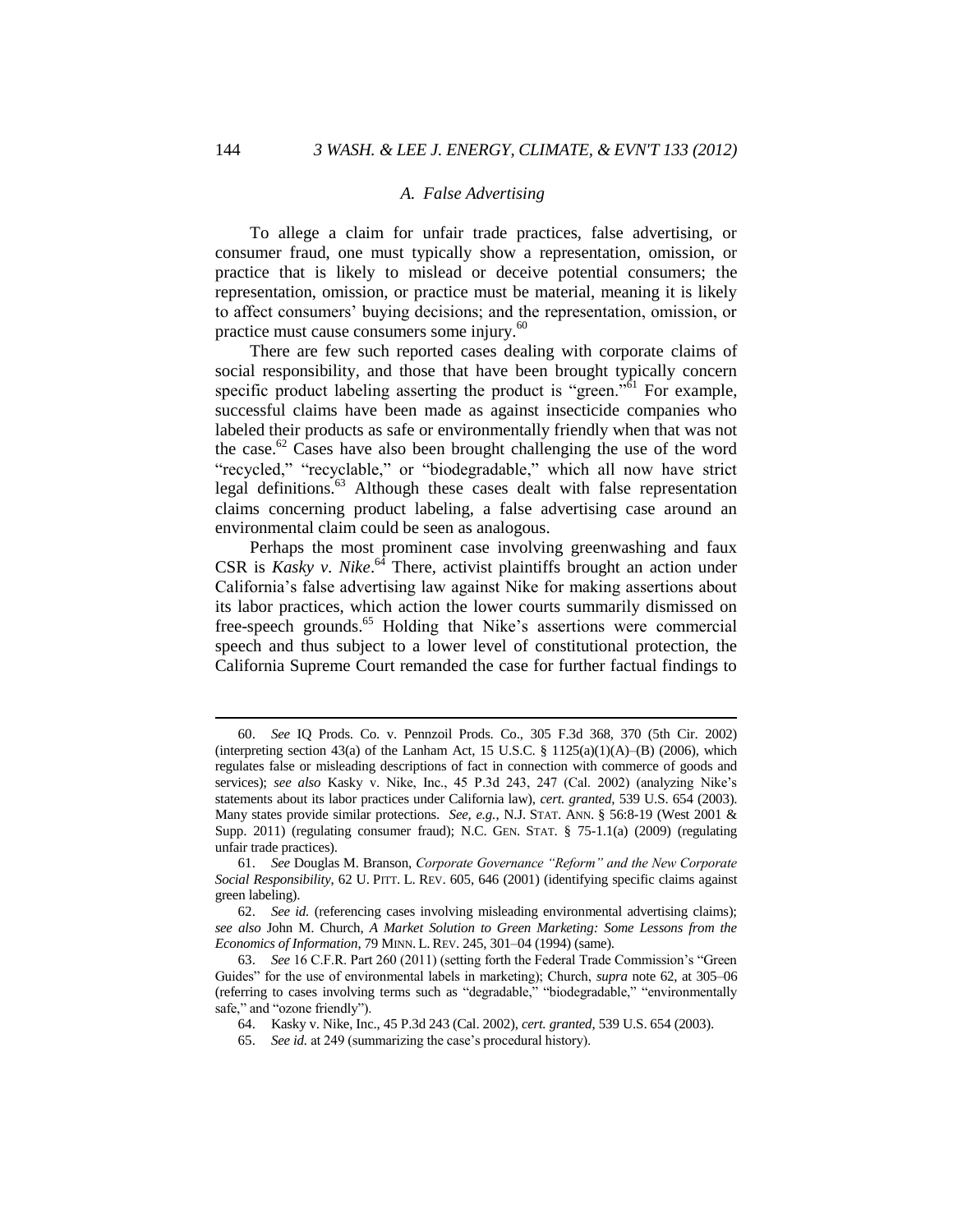### *A. False Advertising*

To allege a claim for unfair trade practices, false advertising, or consumer fraud, one must typically show a representation, omission, or practice that is likely to mislead or deceive potential consumers; the representation, omission, or practice must be material, meaning it is likely to affect consumers' buying decisions; and the representation, omission, or practice must cause consumers some injury.[60]

There are few such reported cases dealing with corporate claims of social responsibility, and those that have been brought typically concern specific product labeling asserting the product is "green."[61] For example, successful claims have been made as against insecticide companies who labeled their products as safe or environmentally friendly when that was not the case.[62] Cases have also been brought challenging the use of the word "recycled," "recyclable," or "biodegradable," which all now have strict legal definitions.[63] Although these cases dealt with false representation claims concerning product labeling, a false advertising case around an environmental claim could be seen as analogous.

Perhaps the most prominent case involving greenwashing and faux CSR is *Kasky v. Nike*.[64] There, activist plaintiffs brought an action under California's false advertising law against Nike for making assertions about its labor practices, which action the lower courts summarily dismissed on free-speech grounds.[65] Holding that Nike's assertions were commercial speech and thus subject to a lower level of constitutional protection, the California Supreme Court remanded the case for further factual findings to

---

60. *See* IQ Prods. Co. v. Pennzoil Prods. Co., 305 F.3d 368, 370 (5th Cir. 2002) (interpreting section 43(a) of the Lanham Act, 15 U.S.C. § 1125(a)(1)(A)–(B) (2006), which regulates false or misleading descriptions of fact in connection with commerce of goods and services); *see also* Kasky v. Nike, Inc., 45 P.3d 243, 247 (Cal. 2002) (analyzing Nike's statements about its labor practices under California law), *cert. granted*, 539 U.S. 654 (2003). Many states provide similar protections. *See, e.g.*, N.J. STAT. ANN. § 56:8-19 (West 2001 & Supp. 2011) (regulating consumer fraud); N.C. GEN. STAT. § 75-1.1(a) (2009) (regulating unfair trade practices).

61. *See* Douglas M. Branson, *Corporate Governance "Reform" and the New Corporate Social Responsibility*, 62 U. PITT. L. REV. 605, 646 (2001) (identifying specific claims against green labeling).

62. *See id.* (referencing cases involving misleading environmental advertising claims); *see also* John M. Church, *A Market Solution to Green Marketing: Some Lessons from the Economics of Information*, 79 MINN. L. REV. 245, 301–04 (1994) (same).

63. *See* 16 C.F.R. Part 260 (2011) (setting forth the Federal Trade Commission's "Green Guides" for the use of environmental labels in marketing); Church, *supra* note 62, at 305–06 (referring to cases involving terms such as "degradable," "biodegradable," "environmentally safe," and "ozone friendly").

64. Kasky v. Nike, Inc., 45 P.3d 243 (Cal. 2002), *cert. granted*, 539 U.S. 654 (2003).

65. *See id.* at 249 (summarizing the case's procedural history).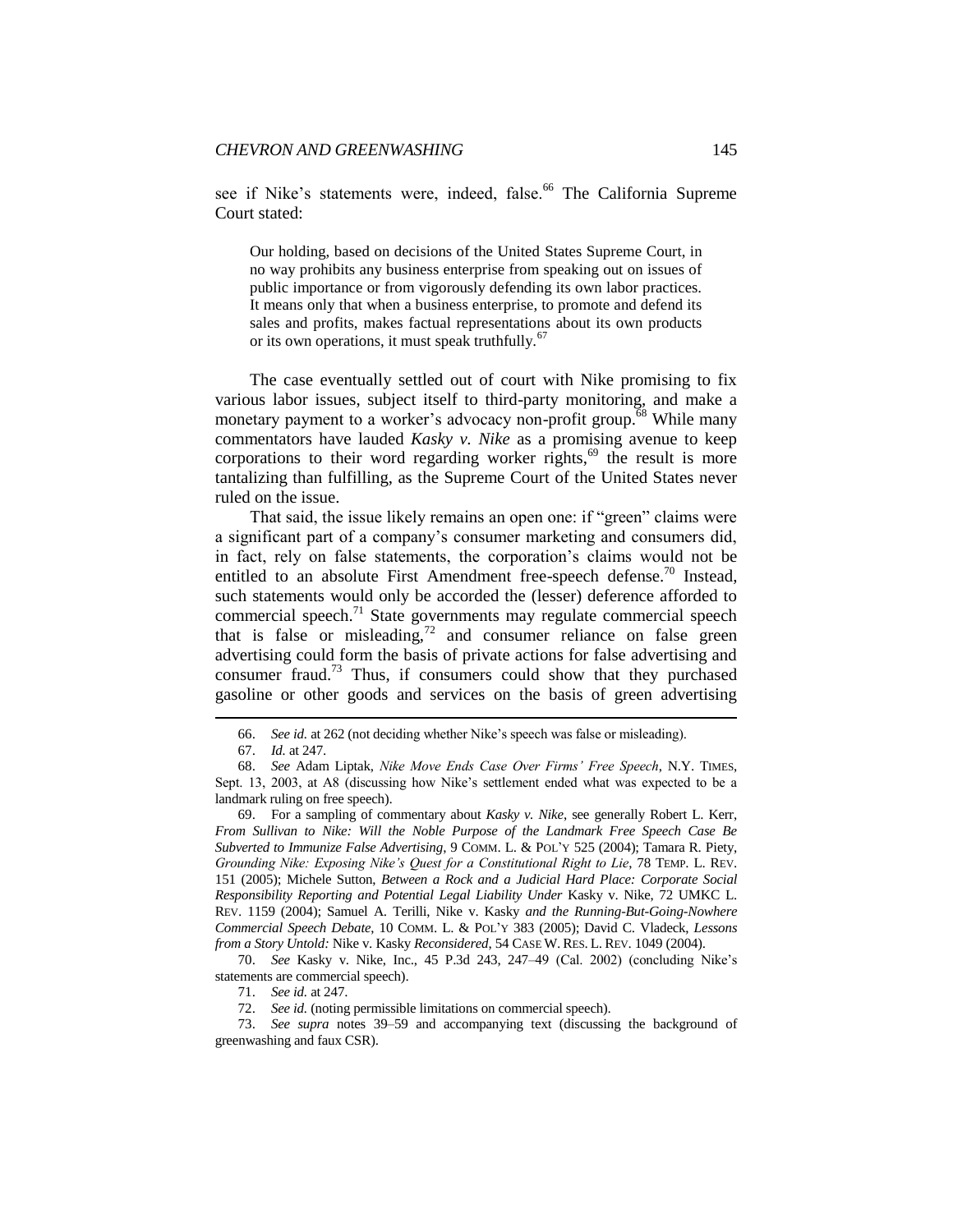see if Nike's statements were, indeed, false.[66] The California Supreme Court stated:

> Our holding, based on decisions of the United States Supreme Court, in no way prohibits any business enterprise from speaking out on issues of public importance or from vigorously defending its own labor practices. It means only that when a business enterprise, to promote and defend its sales and profits, makes factual representations about its own products or its own operations, it must speak truthfully.[67]

The case eventually settled out of court with Nike promising to fix various labor issues, subject itself to third-party monitoring, and make a monetary payment to a worker's advocacy non-profit group.[68] While many commentators have lauded *Kasky v. Nike* as a promising avenue to keep corporations to their word regarding worker rights,[69] the result is more tantalizing than fulfilling, as the Supreme Court of the United States never ruled on the issue.

That said, the issue likely remains an open one: if "green" claims were a significant part of a company's consumer marketing and consumers did, in fact, rely on false statements, the corporation's claims would not be entitled to an absolute First Amendment free-speech defense.[70] Instead, such statements would only be accorded the (lesser) deference afforded to commercial speech.[71] State governments may regulate commercial speech that is false or misleading,[72] and consumer reliance on false green advertising could form the basis of private actions for false advertising and consumer fraud.[73] Thus, if consumers could show that they purchased gasoline or other goods and services on the basis of green advertising

---

66. *See id.* at 262 (not deciding whether Nike's speech was false or misleading).

67. *Id.* at 247.

68. *See* Adam Liptak, *Nike Move Ends Case Over Firms' Free Speech*, N.Y. TIMES, Sept. 13, 2003, at A8 (discussing how Nike's settlement ended what was expected to be a landmark ruling on free speech).

69. For a sampling of commentary about *Kasky v. Nike*, see generally Robert L. Kerr, *From Sullivan to Nike: Will the Noble Purpose of the Landmark Free Speech Case Be Subverted to Immunize False Advertising*, 9 COMM. L. & POL'Y 525 (2004); Tamara R. Piety, *Grounding Nike: Exposing Nike's Quest for a Constitutional Right to Lie*, 78 TEMP. L. REV. 151 (2005); Michele Sutton, *Between a Rock and a Judicial Hard Place: Corporate Social Responsibility Reporting and Potential Legal Liability Under* Kasky v. Nike, 72 UMKC L. REV. 1159 (2004); Samuel A. Terilli, Nike v. Kasky *and the Running-But-Going-Nowhere Commercial Speech Debate*, 10 COMM. L. & POL'Y 383 (2005); David C. Vladeck, *Lessons from a Story Untold:* Nike v. Kasky *Reconsidered*, 54 CASE W. RES. L. REV. 1049 (2004).

70. *See* Kasky v. Nike, Inc., 45 P.3d 243, 247–49 (Cal. 2002) (concluding Nike's statements are commercial speech).

71. *See id.* at 247.

72. *See id.* (noting permissible limitations on commercial speech).

73. *See supra* notes 39–59 and accompanying text (discussing the background of greenwashing and faux CSR).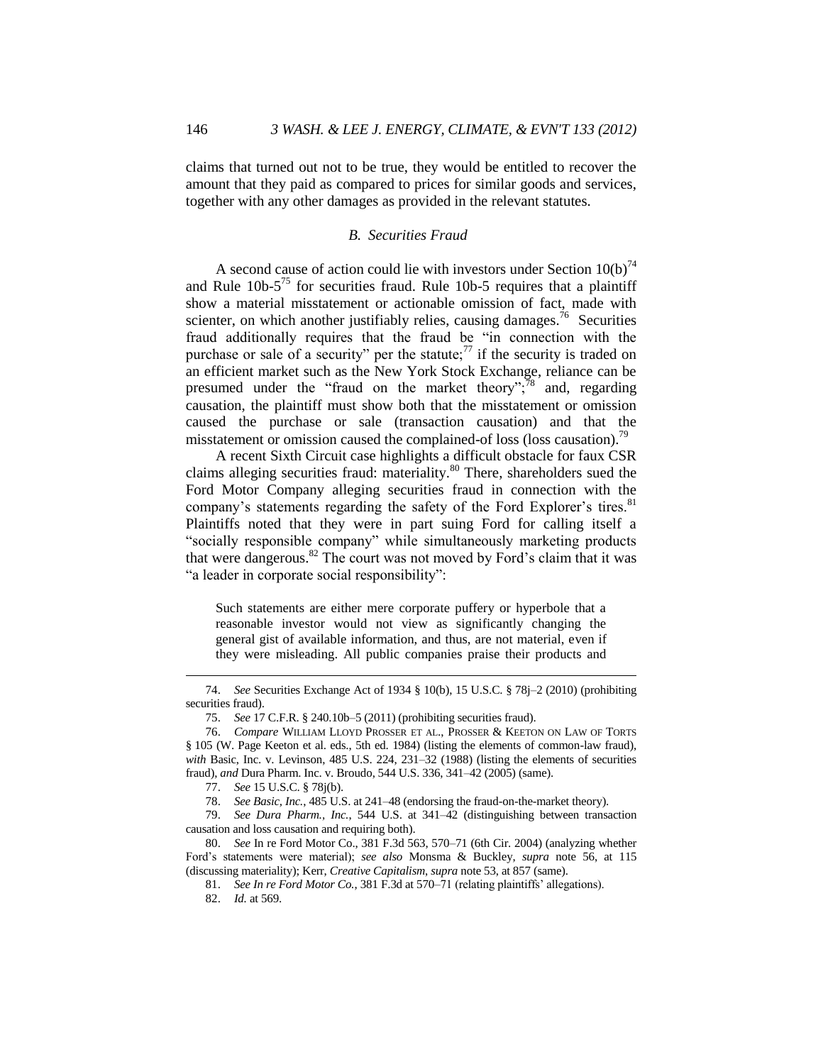claims that turned out not to be true, they would be entitled to recover the amount that they paid as compared to prices for similar goods and services, together with any other damages as provided in the relevant statutes.

### *B. Securities Fraud*

A second cause of action could lie with investors under Section 10(b)[74] and Rule 10b-5[75] for securities fraud. Rule 10b-5 requires that a plaintiff show a material misstatement or actionable omission of fact, made with scienter, on which another justifiably relies, causing damages.[76] Securities fraud additionally requires that the fraud be "in connection with the purchase or sale of a security" per the statute;[77] if the security is traded on an efficient market such as the New York Stock Exchange, reliance can be presumed under the "fraud on the market theory";[78] and, regarding causation, the plaintiff must show both that the misstatement or omission caused the purchase or sale (transaction causation) and that the misstatement or omission caused the complained-of loss (loss causation).[79]

A recent Sixth Circuit case highlights a difficult obstacle for faux CSR claims alleging securities fraud: materiality.[80] There, shareholders sued the Ford Motor Company alleging securities fraud in connection with the company's statements regarding the safety of the Ford Explorer's tires.[81] Plaintiffs noted that they were in part suing Ford for calling itself a "socially responsible company" while simultaneously marketing products that were dangerous.[82] The court was not moved by Ford's claim that it was "a leader in corporate social responsibility":

> Such statements are either mere corporate puffery or hyperbole that a reasonable investor would not view as significantly changing the general gist of available information, and thus, are not material, even if they were misleading. All public companies praise their products and

---

74. *See* Securities Exchange Act of 1934 § 10(b), 15 U.S.C. § 78j–2 (2010) (prohibiting securities fraud).

75. *See* 17 C.F.R. § 240.10b–5 (2011) (prohibiting securities fraud).

76. *Compare* WILLIAM LLOYD PROSSER ET AL., PROSSER & KEETON ON LAW OF TORTS § 105 (W. Page Keeton et al. eds., 5th ed. 1984) (listing the elements of common-law fraud), *with* Basic, Inc. v. Levinson, 485 U.S. 224, 231–32 (1988) (listing the elements of securities fraud), *and* Dura Pharm. Inc. v. Broudo, 544 U.S. 336, 341–42 (2005) (same).

77. *See* 15 U.S.C. § 78j(b).

78. *See Basic, Inc.*, 485 U.S. at 241–48 (endorsing the fraud-on-the-market theory).

79. *See Dura Pharm., Inc.*, 544 U.S. at 341–42 (distinguishing between transaction causation and loss causation and requiring both).

80. *See* In re Ford Motor Co., 381 F.3d 563, 570–71 (6th Cir. 2004) (analyzing whether Ford's statements were material); *see also* Monsma & Buckley, *supra* note 56, at 115 (discussing materiality); Kerr, *Creative Capitalism*, *supra* note 53, at 857 (same).

81. *See In re Ford Motor Co.*, 381 F.3d at 570–71 (relating plaintiffs' allegations).

82. *Id.* at 569.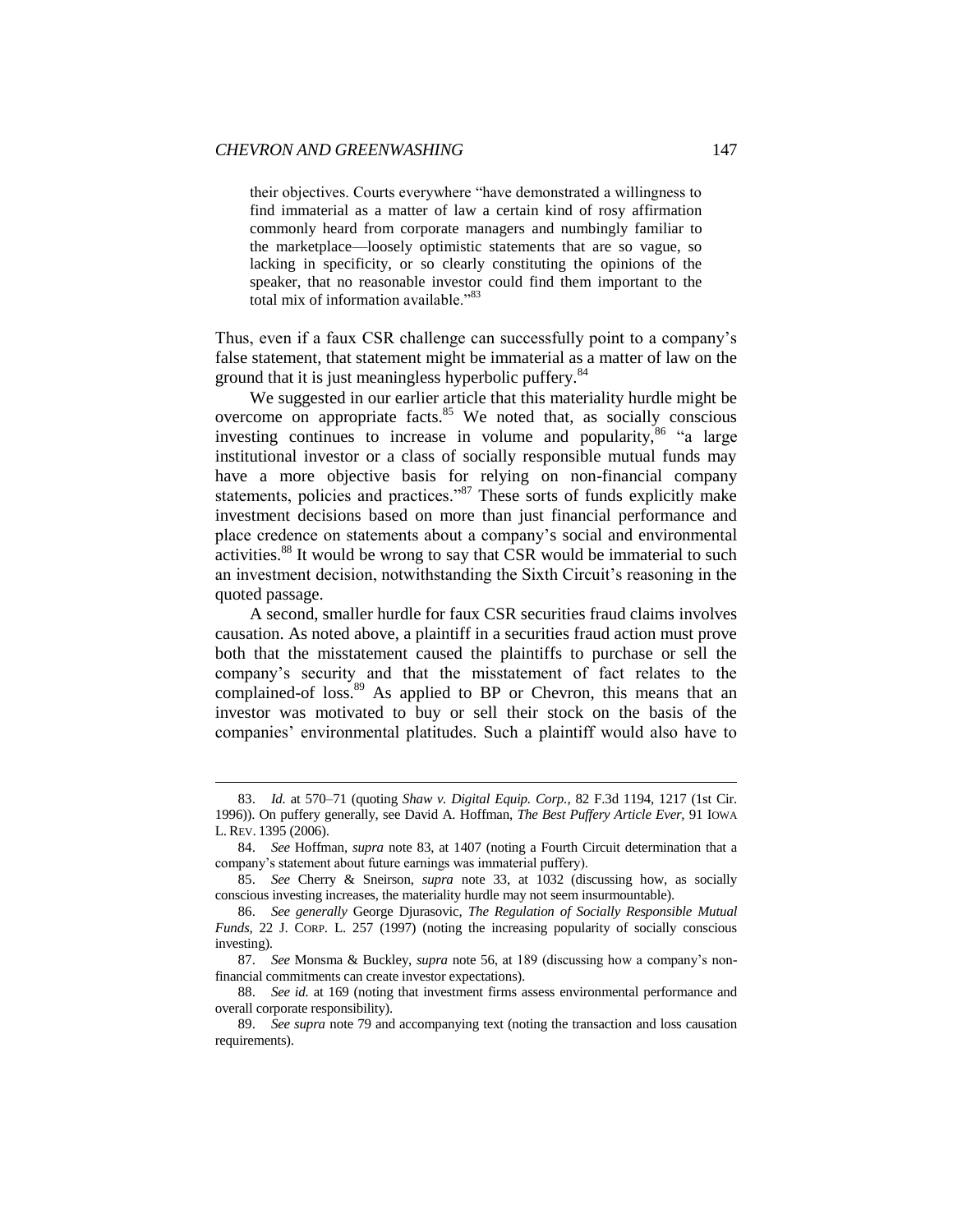> their objectives. Courts everywhere "have demonstrated a willingness to find immaterial as a matter of law a certain kind of rosy affirmation commonly heard from corporate managers and numbingly familiar to the marketplace—loosely optimistic statements that are so vague, so lacking in specificity, or so clearly constituting the opinions of the speaker, that no reasonable investor could find them important to the total mix of information available."[83]

Thus, even if a faux CSR challenge can successfully point to a company's false statement, that statement might be immaterial as a matter of law on the ground that it is just meaningless hyperbolic puffery.[84]

We suggested in our earlier article that this materiality hurdle might be overcome on appropriate facts.[85] We noted that, as socially conscious investing continues to increase in volume and popularity,[86] "a large institutional investor or a class of socially responsible mutual funds may have a more objective basis for relying on non-financial company statements, policies and practices."[87] These sorts of funds explicitly make investment decisions based on more than just financial performance and place credence on statements about a company's social and environmental activities.[88] It would be wrong to say that CSR would be immaterial to such an investment decision, notwithstanding the Sixth Circuit's reasoning in the quoted passage.

A second, smaller hurdle for faux CSR securities fraud claims involves causation. As noted above, a plaintiff in a securities fraud action must prove both that the misstatement caused the plaintiffs to purchase or sell the company's security and that the misstatement of fact relates to the complained-of loss.[89] As applied to BP or Chevron, this means that an investor was motivated to buy or sell their stock on the basis of the companies' environmental platitudes. Such a plaintiff would also have to

---

83. *Id.* at 570–71 (quoting *Shaw v. Digital Equip. Corp.*, 82 F.3d 1194, 1217 (1st Cir. 1996)). On puffery generally, see David A. Hoffman, *The Best Puffery Article Ever*, 91 IOWA L. REV. 1395 (2006).

84. *See* Hoffman, *supra* note 83, at 1407 (noting a Fourth Circuit determination that a company's statement about future earnings was immaterial puffery).

85. *See* Cherry & Sneirson, *supra* note 33, at 1032 (discussing how, as socially conscious investing increases, the materiality hurdle may not seem insurmountable).

86. *See generally* George Djurasovic, *The Regulation of Socially Responsible Mutual Funds*, 22 J. CORP. L. 257 (1997) (noting the increasing popularity of socially conscious investing).

87. *See* Monsma & Buckley, *supra* note 56, at 189 (discussing how a company's non-financial commitments can create investor expectations).

88. *See id.* at 169 (noting that investment firms assess environmental performance and overall corporate responsibility).

89. *See supra* note 79 and accompanying text (noting the transaction and loss causation requirements).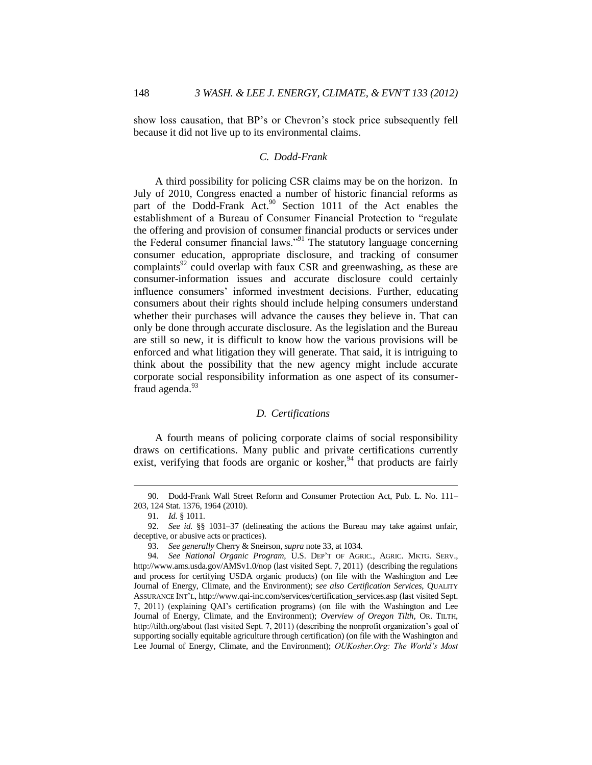show loss causation, that BP's or Chevron's stock price subsequently fell because it did not live up to its environmental claims.

### *C. Dodd-Frank*

A third possibility for policing CSR claims may be on the horizon. In July of 2010, Congress enacted a number of historic financial reforms as part of the Dodd-Frank Act.[90] Section 1011 of the Act enables the establishment of a Bureau of Consumer Financial Protection to "regulate the offering and provision of consumer financial products or services under the Federal consumer financial laws."[91] The statutory language concerning consumer education, appropriate disclosure, and tracking of consumer complaints[92] could overlap with faux CSR and greenwashing, as these are consumer-information issues and accurate disclosure could certainly influence consumers' informed investment decisions. Further, educating consumers about their rights should include helping consumers understand whether their purchases will advance the causes they believe in. That can only be done through accurate disclosure. As the legislation and the Bureau are still so new, it is difficult to know how the various provisions will be enforced and what litigation they will generate. That said, it is intriguing to think about the possibility that the new agency might include accurate corporate social responsibility information as one aspect of its consumer-fraud agenda.[93]

### *D. Certifications*

A fourth means of policing corporate claims of social responsibility draws on certifications. Many public and private certifications currently exist, verifying that foods are organic or kosher,[94] that products are fairly

---

90. Dodd-Frank Wall Street Reform and Consumer Protection Act, Pub. L. No. 111–203, 124 Stat. 1376, 1964 (2010).

91. *Id.* § 1011.

92. *See id.* §§ 1031–37 (delineating the actions the Bureau may take against unfair, deceptive, or abusive acts or practices).

93. *See generally* Cherry & Sneirson, *supra* note 33, at 1034.

94. *See National Organic Program*, U.S. DEP'T OF AGRIC., AGRIC. MKTG. SERV., http://www.ams.usda.gov/AMSv1.0/nop (last visited Sept. 7, 2011) (describing the regulations and process for certifying USDA organic products) (on file with the Washington and Lee Journal of Energy, Climate, and the Environment); *see also Certification Services*, QUALITY ASSURANCE INT'L, http://www.qai-inc.com/services/certification_services.asp (last visited Sept. 7, 2011) (explaining QAI's certification programs) (on file with the Washington and Lee Journal of Energy, Climate, and the Environment); *Overview of Oregon Tilth*, OR. TILTH, http://tilth.org/about (last visited Sept. 7, 2011) (describing the nonprofit organization's goal of supporting socially equitable agriculture through certification) (on file with the Washington and Lee Journal of Energy, Climate, and the Environment); *OUKosher.Org: The World's Most*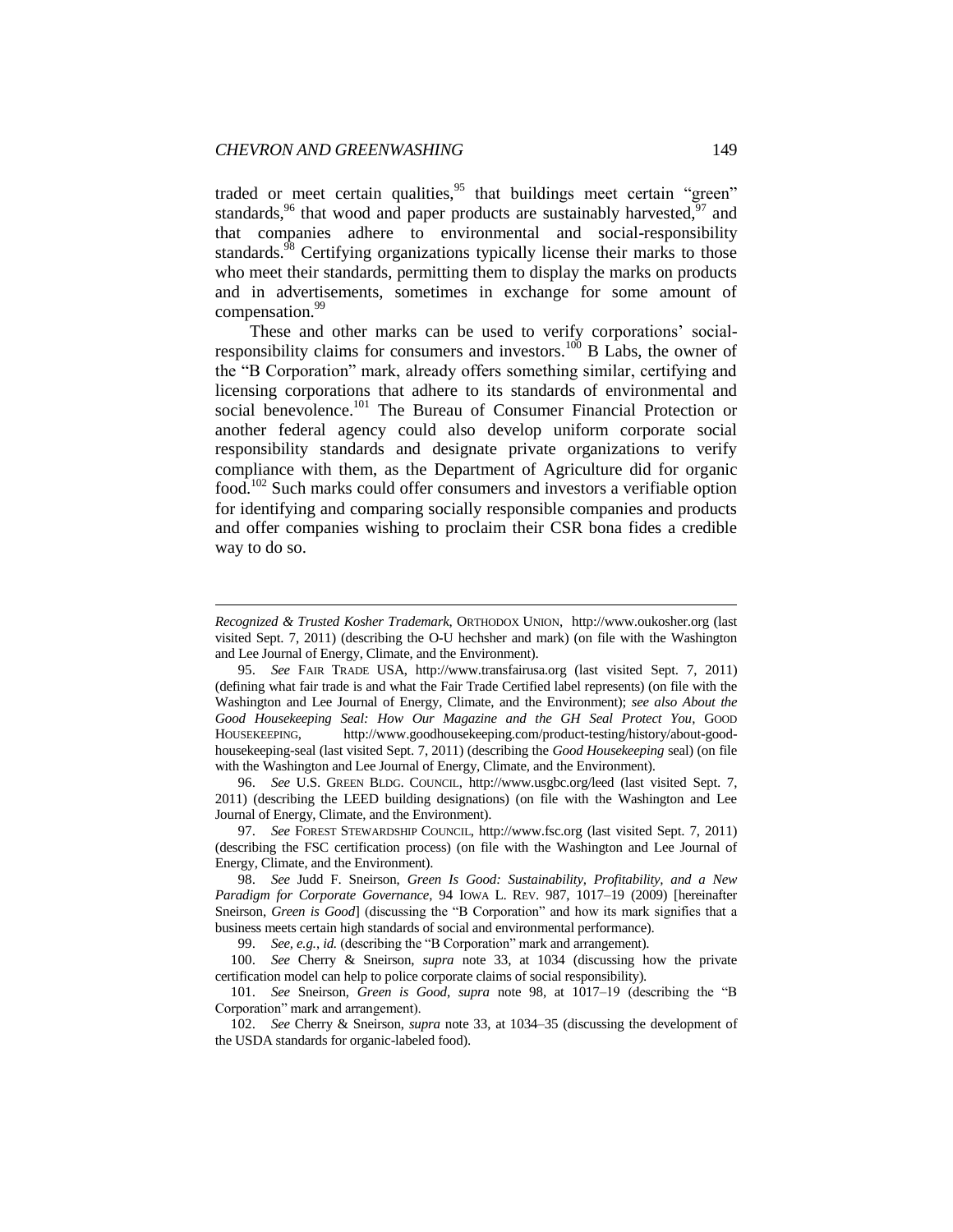traded or meet certain qualities,[95] that buildings meet certain "green" standards,[96] that wood and paper products are sustainably harvested,[97] and that companies adhere to environmental and social-responsibility standards.[98] Certifying organizations typically license their marks to those who meet their standards, permitting them to display the marks on products and in advertisements, sometimes in exchange for some amount of compensation.[99]

These and other marks can be used to verify corporations' social-responsibility claims for consumers and investors.[100] B Labs, the owner of the "B Corporation" mark, already offers something similar, certifying and licensing corporations that adhere to its standards of environmental and social benevolence.[101] The Bureau of Consumer Financial Protection or another federal agency could also develop uniform corporate social responsibility standards and designate private organizations to verify compliance with them, as the Department of Agriculture did for organic food.[102] Such marks could offer consumers and investors a verifiable option for identifying and comparing socially responsible companies and products and offer companies wishing to proclaim their CSR bona fides a credible way to do so.

---

*Recognized & Trusted Kosher Trademark*, ORTHODOX UNION, http://www.oukosher.org (last visited Sept. 7, 2011) (describing the O-U hechsher and mark) (on file with the Washington and Lee Journal of Energy, Climate, and the Environment).

95. *See* FAIR TRADE USA, http://www.transfairusa.org (last visited Sept. 7, 2011) (defining what fair trade is and what the Fair Trade Certified label represents) (on file with the Washington and Lee Journal of Energy, Climate, and the Environment); *see also About the Good Housekeeping Seal: How Our Magazine and the GH Seal Protect You*, GOOD HOUSEKEEPING, http://www.goodhousekeeping.com/product-testing/history/about-good-housekeeping-seal (last visited Sept. 7, 2011) (describing the *Good Housekeeping* seal) (on file with the Washington and Lee Journal of Energy, Climate, and the Environment).

96. *See* U.S. GREEN BLDG. COUNCIL, http://www.usgbc.org/leed (last visited Sept. 7, 2011) (describing the LEED building designations) (on file with the Washington and Lee Journal of Energy, Climate, and the Environment).

97. *See* FOREST STEWARDSHIP COUNCIL, http://www.fsc.org (last visited Sept. 7, 2011) (describing the FSC certification process) (on file with the Washington and Lee Journal of Energy, Climate, and the Environment).

98. *See* Judd F. Sneirson, *Green Is Good: Sustainability, Profitability, and a New Paradigm for Corporate Governance*, 94 IOWA L. REV. 987, 1017–19 (2009) [hereinafter Sneirson, *Green is Good*] (discussing the "B Corporation" and how its mark signifies that a business meets certain high standards of social and environmental performance).

99. *See, e.g.*, *id.* (describing the "B Corporation" mark and arrangement).

100. *See* Cherry & Sneirson, *supra* note 33, at 1034 (discussing how the private certification model can help to police corporate claims of social responsibility).

101. *See* Sneirson, *Green is Good*, *supra* note 98, at 1017–19 (describing the "B Corporation" mark and arrangement).

102. *See* Cherry & Sneirson, *supra* note 33, at 1034–35 (discussing the development of the USDA standards for organic-labeled food).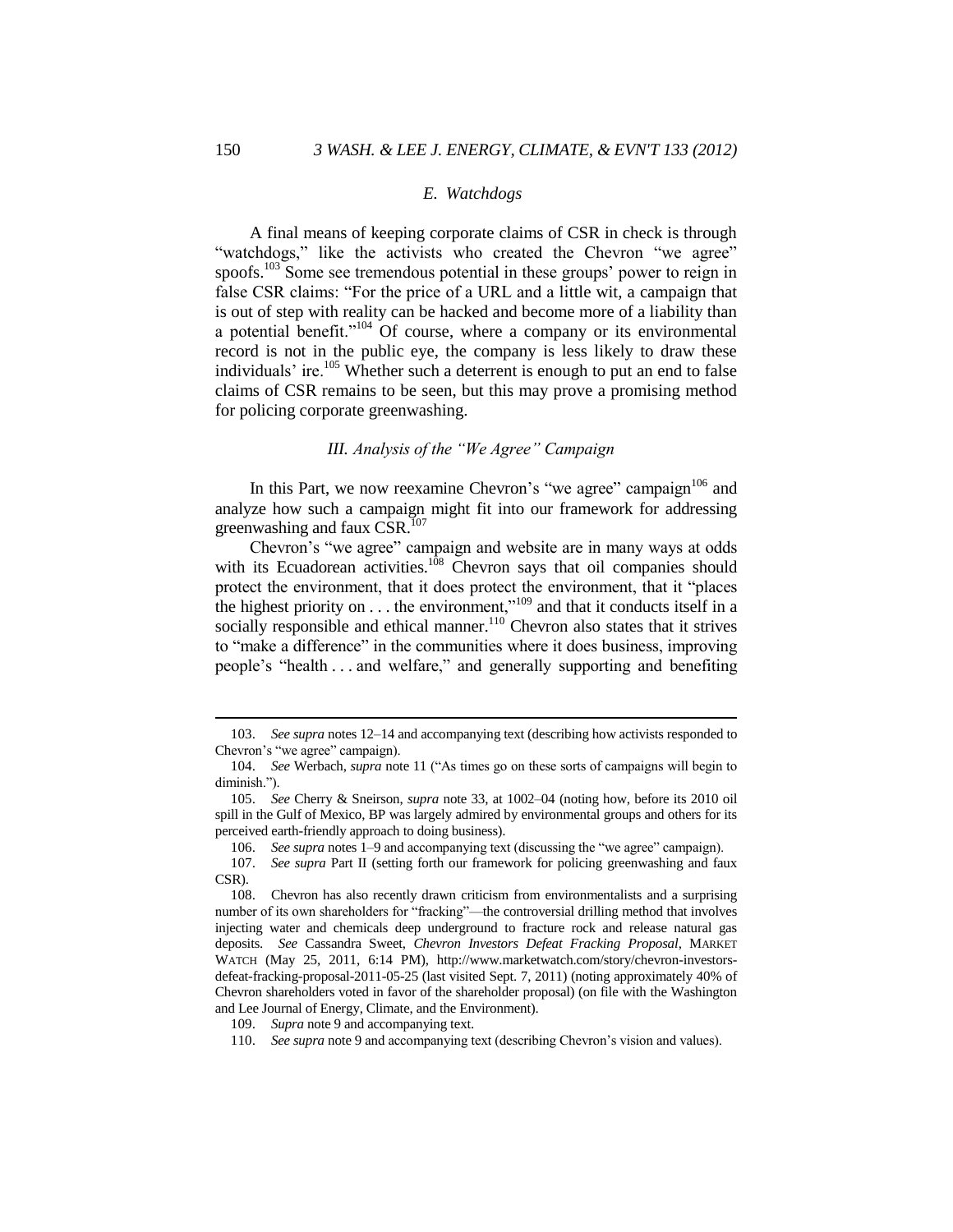### *E. Watchdogs*

A final means of keeping corporate claims of CSR in check is through "watchdogs," like the activists who created the Chevron "we agree" spoofs.[103] Some see tremendous potential in these groups' power to reign in false CSR claims: "For the price of a URL and a little wit, a campaign that is out of step with reality can be hacked and become more of a liability than a potential benefit."[104] Of course, where a company or its environmental record is not in the public eye, the company is less likely to draw these individuals' ire.[105] Whether such a deterrent is enough to put an end to false claims of CSR remains to be seen, but this may prove a promising method for policing corporate greenwashing.

## *III. Analysis of the "We Agree" Campaign*

In this Part, we now reexamine Chevron's "we agree" campaign[106] and analyze how such a campaign might fit into our framework for addressing greenwashing and faux CSR.[107]

Chevron's "we agree" campaign and website are in many ways at odds with its Ecuadorean activities.[108] Chevron says that oil companies should protect the environment, that it does protect the environment, that it "places the highest priority on . . . the environment,"[109] and that it conducts itself in a socially responsible and ethical manner.[110] Chevron also states that it strives to "make a difference" in the communities where it does business, improving people's "health . . . and welfare," and generally supporting and benefiting

---

103. *See supra* notes 12–14 and accompanying text (describing how activists responded to Chevron's "we agree" campaign).

104. *See* Werbach, *supra* note 11 ("As times go on these sorts of campaigns will begin to diminish.").

105. *See* Cherry & Sneirson, *supra* note 33, at 1002–04 (noting how, before its 2010 oil spill in the Gulf of Mexico, BP was largely admired by environmental groups and others for its perceived earth-friendly approach to doing business).

106. *See supra* notes 1–9 and accompanying text (discussing the "we agree" campaign).

107. *See supra* Part II (setting forth our framework for policing greenwashing and faux CSR).

108. Chevron has also recently drawn criticism from environmentalists and a surprising number of its own shareholders for "fracking"—the controversial drilling method that involves injecting water and chemicals deep underground to fracture rock and release natural gas deposits. *See* Cassandra Sweet, *Chevron Investors Defeat Fracking Proposal*, MARKET WATCH (May 25, 2011, 6:14 PM), http://www.marketwatch.com/story/chevron-investors-defeat-fracking-proposal-2011-05-25 (last visited Sept. 7, 2011) (noting approximately 40% of Chevron shareholders voted in favor of the shareholder proposal) (on file with the Washington and Lee Journal of Energy, Climate, and the Environment).

109. *Supra* note 9 and accompanying text.

110. *See supra* note 9 and accompanying text (describing Chevron's vision and values).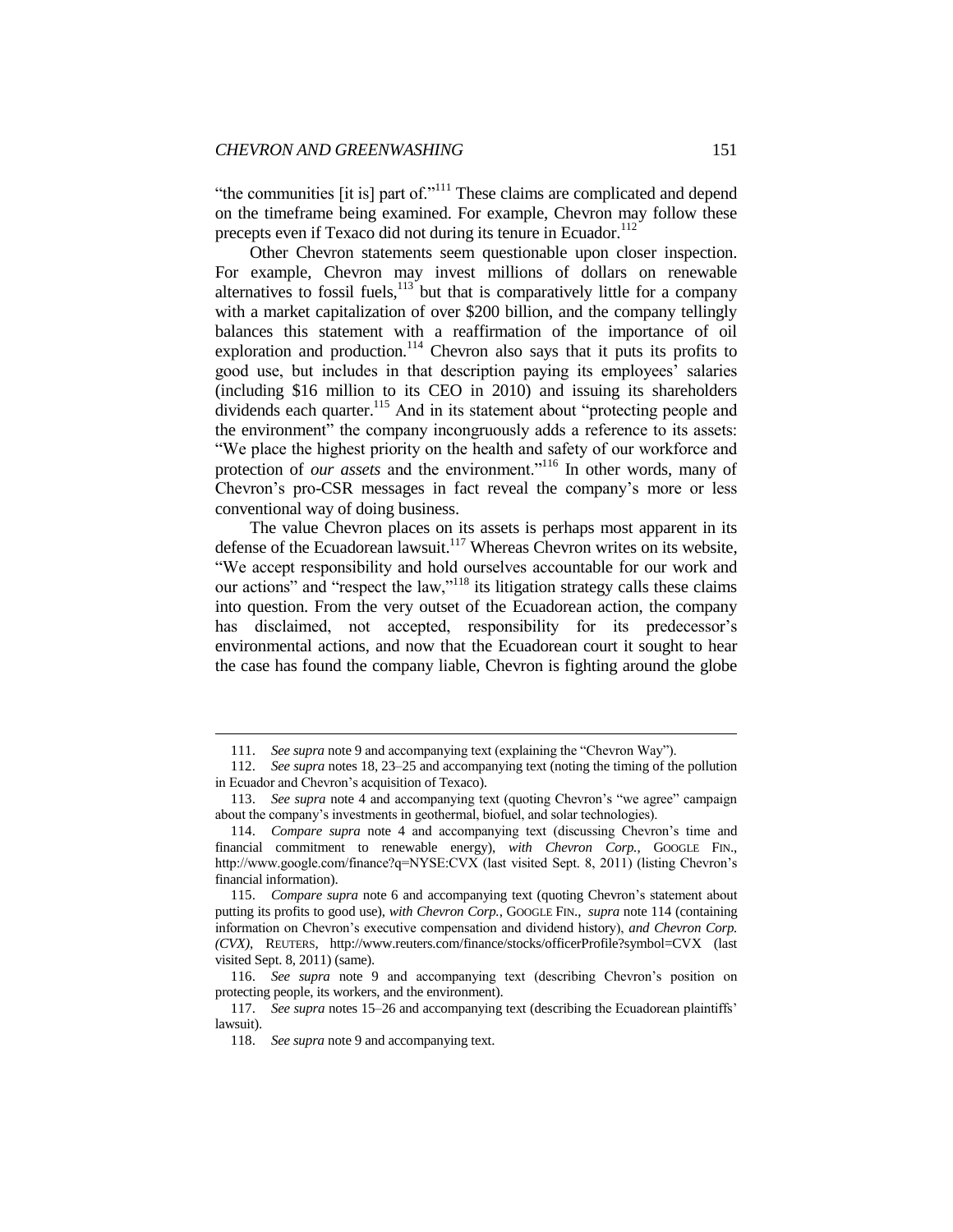"the communities [it is] part of."[111] These claims are complicated and depend on the timeframe being examined. For example, Chevron may follow these precepts even if Texaco did not during its tenure in Ecuador.[112]

Other Chevron statements seem questionable upon closer inspection. For example, Chevron may invest millions of dollars on renewable alternatives to fossil fuels,[113] but that is comparatively little for a company with a market capitalization of over $200 billion, and the company tellingly balances this statement with a reaffirmation of the importance of oil exploration and production.[114] Chevron also says that it puts its profits to good use, but includes in that description paying its employees' salaries (including $16 million to its CEO in 2010) and issuing its shareholders dividends each quarter.[115] And in its statement about "protecting people and the environment" the company incongruously adds a reference to its assets: "We place the highest priority on the health and safety of our workforce and protection of *our assets* and the environment."[116] In other words, many of Chevron's pro-CSR messages in fact reveal the company's more or less conventional way of doing business.

The value Chevron places on its assets is perhaps most apparent in its defense of the Ecuadorean lawsuit.[117] Whereas Chevron writes on its website, "We accept responsibility and hold ourselves accountable for our work and our actions" and "respect the law,"[118] its litigation strategy calls these claims into question. From the very outset of the Ecuadorean action, the company has disclaimed, not accepted, responsibility for its predecessor's environmental actions, and now that the Ecuadorean court it sought to hear the case has found the company liable, Chevron is fighting around the globe

---

111. *See supra* note 9 and accompanying text (explaining the "Chevron Way").

112. *See supra* notes 18, 23–25 and accompanying text (noting the timing of the pollution in Ecuador and Chevron's acquisition of Texaco).

113. *See supra* note 4 and accompanying text (quoting Chevron's "we agree" campaign about the company's investments in geothermal, biofuel, and solar technologies).

114. *Compare supra* note 4 and accompanying text (discussing Chevron's time and financial commitment to renewable energy), *with Chevron Corp.*, GOOGLE FIN., http://www.google.com/finance?q=NYSE:CVX (last visited Sept. 8, 2011) (listing Chevron's financial information).

115. *Compare supra* note 6 and accompanying text (quoting Chevron's statement about putting its profits to good use), *with Chevron Corp.*, GOOGLE FIN., *supra* note 114 (containing information on Chevron's executive compensation and dividend history), *and Chevron Corp. (CVX)*, REUTERS, http://www.reuters.com/finance/stocks/officerProfile?symbol=CVX (last visited Sept. 8, 2011) (same).

116. *See supra* note 9 and accompanying text (describing Chevron's position on protecting people, its workers, and the environment).

117. *See supra* notes 15–26 and accompanying text (describing the Ecuadorean plaintiffs' lawsuit).

118. *See supra* note 9 and accompanying text.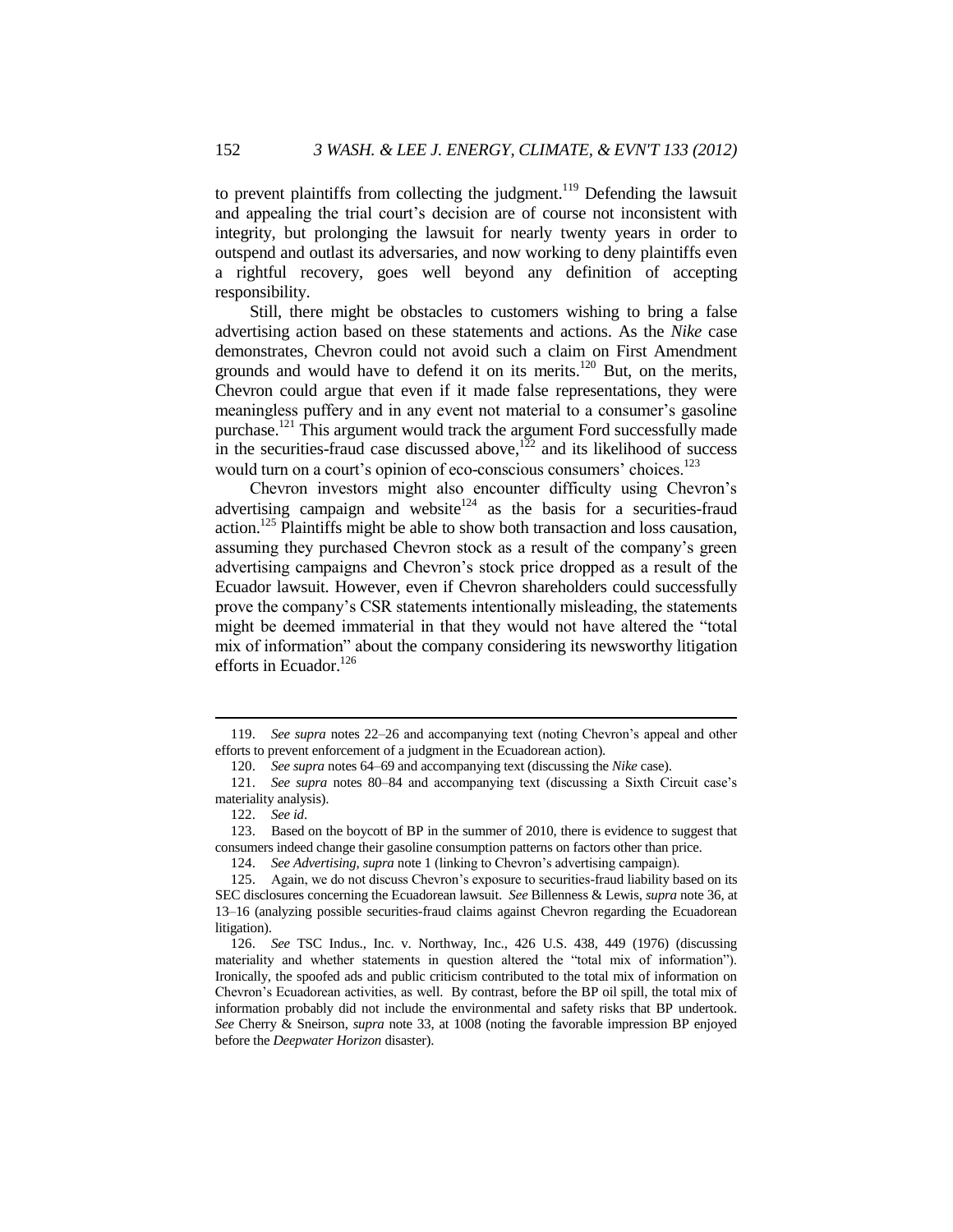to prevent plaintiffs from collecting the judgment.[119] Defending the lawsuit and appealing the trial court's decision are of course not inconsistent with integrity, but prolonging the lawsuit for nearly twenty years in order to outspend and outlast its adversaries, and now working to deny plaintiffs even a rightful recovery, goes well beyond any definition of accepting responsibility.

Still, there might be obstacles to customers wishing to bring a false advertising action based on these statements and actions. As the *Nike* case demonstrates, Chevron could not avoid such a claim on First Amendment grounds and would have to defend it on its merits.[120] But, on the merits, Chevron could argue that even if it made false representations, they were meaningless puffery and in any event not material to a consumer's gasoline purchase.[121] This argument would track the argument Ford successfully made in the securities-fraud case discussed above,[122] and its likelihood of success would turn on a court's opinion of eco-conscious consumers' choices.[123]

Chevron investors might also encounter difficulty using Chevron's advertising campaign and website[124] as the basis for a securities-fraud action.[125] Plaintiffs might be able to show both transaction and loss causation, assuming they purchased Chevron stock as a result of the company's green advertising campaigns and Chevron's stock price dropped as a result of the Ecuador lawsuit. However, even if Chevron shareholders could successfully prove the company's CSR statements intentionally misleading, the statements might be deemed immaterial in that they would not have altered the "total mix of information" about the company considering its newsworthy litigation efforts in Ecuador.[126]

---

119. *See supra* notes 22–26 and accompanying text (noting Chevron's appeal and other efforts to prevent enforcement of a judgment in the Ecuadorean action).

120. *See supra* notes 64–69 and accompanying text (discussing the *Nike* case).

121. *See supra* notes 80–84 and accompanying text (discussing a Sixth Circuit case's materiality analysis).

122. *See id*.

123. Based on the boycott of BP in the summer of 2010, there is evidence to suggest that consumers indeed change their gasoline consumption patterns on factors other than price.

124. *See Advertising*, *supra* note 1 (linking to Chevron's advertising campaign).

125. Again, we do not discuss Chevron's exposure to securities-fraud liability based on its SEC disclosures concerning the Ecuadorean lawsuit. *See* Billenness & Lewis, *supra* note 36, at 13–16 (analyzing possible securities-fraud claims against Chevron regarding the Ecuadorean litigation).

126. *See* TSC Indus., Inc. v. Northway, Inc., 426 U.S. 438, 449 (1976) (discussing materiality and whether statements in question altered the "total mix of information"). Ironically, the spoofed ads and public criticism contributed to the total mix of information on Chevron's Ecuadorean activities, as well. By contrast, before the BP oil spill, the total mix of information probably did not include the environmental and safety risks that BP undertook. *See* Cherry & Sneirson, *supra* note 33, at 1008 (noting the favorable impression BP enjoyed before the *Deepwater Horizon* disaster).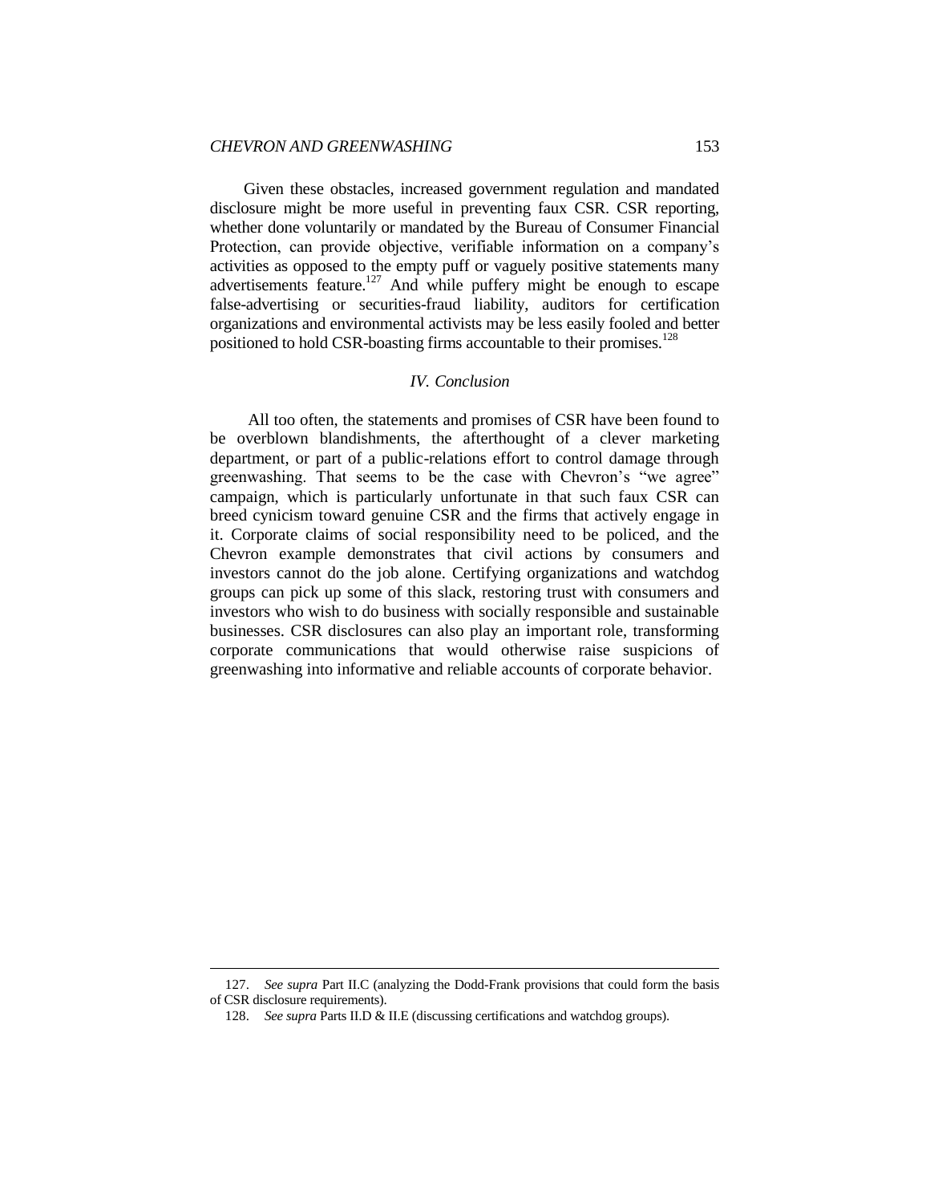Given these obstacles, increased government regulation and mandated disclosure might be more useful in preventing faux CSR. CSR reporting, whether done voluntarily or mandated by the Bureau of Consumer Financial Protection, can provide objective, verifiable information on a company's activities as opposed to the empty puff or vaguely positive statements many advertisements feature.[127] And while puffery might be enough to escape false-advertising or securities-fraud liability, auditors for certification organizations and environmental activists may be less easily fooled and better positioned to hold CSR-boasting firms accountable to their promises.[128]

## *IV. Conclusion*

All too often, the statements and promises of CSR have been found to be overblown blandishments, the afterthought of a clever marketing department, or part of a public-relations effort to control damage through greenwashing. That seems to be the case with Chevron's "we agree" campaign, which is particularly unfortunate in that such faux CSR can breed cynicism toward genuine CSR and the firms that actively engage in it. Corporate claims of social responsibility need to be policed, and the Chevron example demonstrates that civil actions by consumers and investors cannot do the job alone. Certifying organizations and watchdog groups can pick up some of this slack, restoring trust with consumers and investors who wish to do business with socially responsible and sustainable businesses. CSR disclosures can also play an important role, transforming corporate communications that would otherwise raise suspicions of greenwashing into informative and reliable accounts of corporate behavior.

---

127. *See supra* Part II.C (analyzing the Dodd-Frank provisions that could form the basis of CSR disclosure requirements).

128. *See supra* Parts II.D & II.E (discussing certifications and watchdog groups).